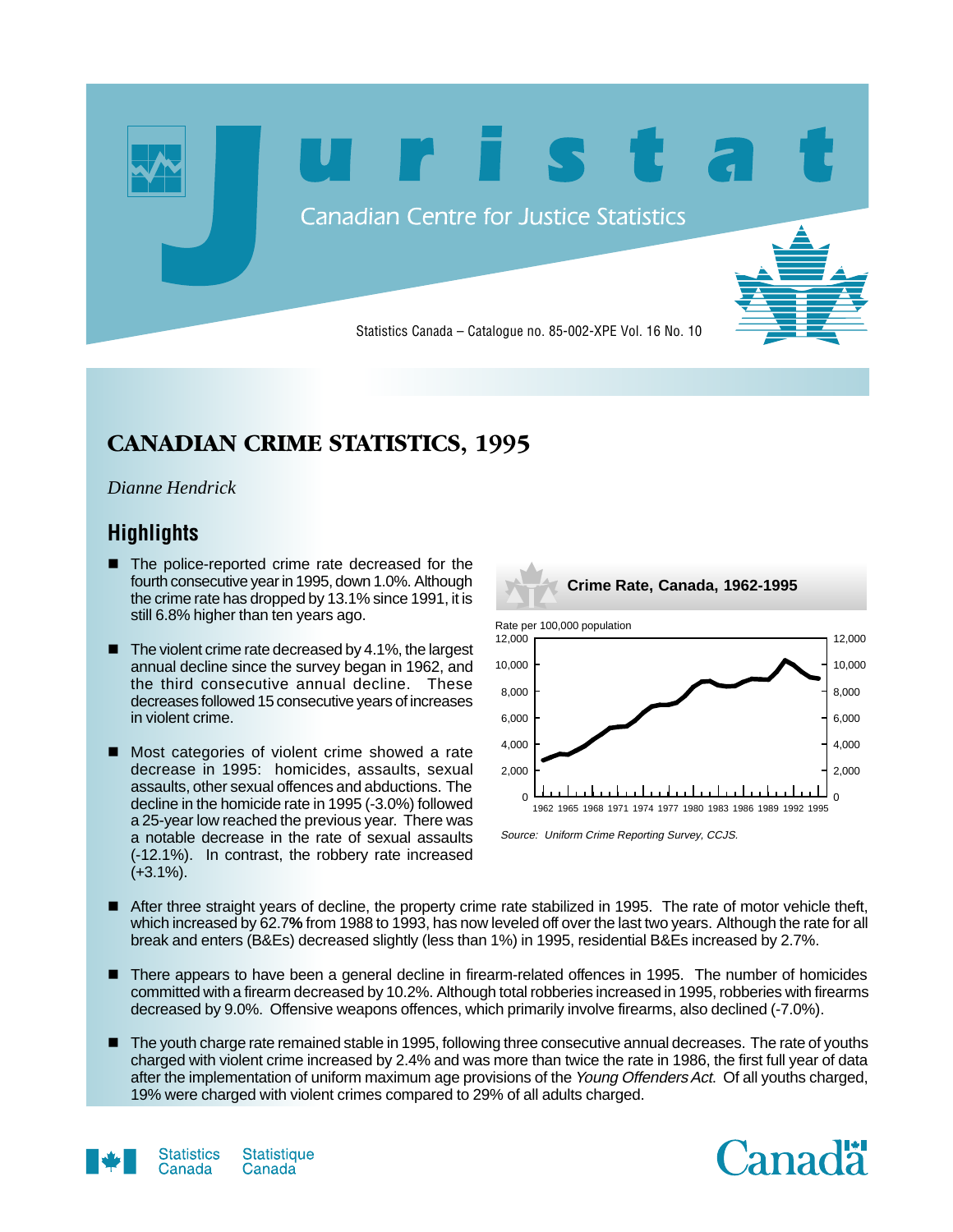# Juristat

Canadian Centre for Justice Statistics

Statistics Canada – Catalogue no. 85-002-XPE Vol. 16 No. 10

## CANADIAN CRIME STATISTICS, 1995

*Dianne Hendrick*

### Highlights

- The police-reported crime rate decreased for the fourth consecutive year in 1995, down 1.0%. Although the crime rate has dropped by 13.1% since 1991, it is still 6.8% higher than ten years ago.

- The violent crime rate decreased by 4.1%, the largest annual decline since the survey began in 1962, and the third consecutive annual decline. These decreases followed 15 consecutive years of increases in violent crime.

- Most categories of violent crime showed a rate decrease in 1995: homicides, assaults, sexual assaults, other sexual offences and abductions. The decline in the homicide rate in 1995 (-3.0%) followed a 25-year low reached the previous year. There was a notable decrease in the rate of sexual assaults (-12.1%). In contrast, the robbery rate increased (+3.1%).

**Crime Rate, Canada, 1962-1995**

Rate per 100,000 population

*Source: Uniform Crime Reporting Survey, CCJS.*

- After three straight years of decline, the property crime rate stabilized in 1995. The rate of motor vehicle theft, which increased by 62.7**%** from 1988 to 1993, has now leveled off over the last two years. Although the rate for all break and enters (B&Es) decreased slightly (less than 1%) in 1995, residential B&Es increased by 2.7%.

- There appears to have been a general decline in firearm-related offences in 1995. The number of homicides committed with a firearm decreased by 10.2%. Although total robberies increased in 1995, robberies with firearms decreased by 9.0%. Offensive weapons offences, which primarily involve firearms, also declined (-7.0%).

- The youth charge rate remained stable in 1995, following three consecutive annual decreases. The rate of youths charged with violent crime increased by 2.4% and was more than twice the rate in 1986, the first full year of data after the implementation of uniform maximum age provisions of the *Young Offenders Act*. Of all youths charged, 19% were charged with violent crimes compared to 29% of all adults charged.

Statistics Canada Statistique Canada

Canada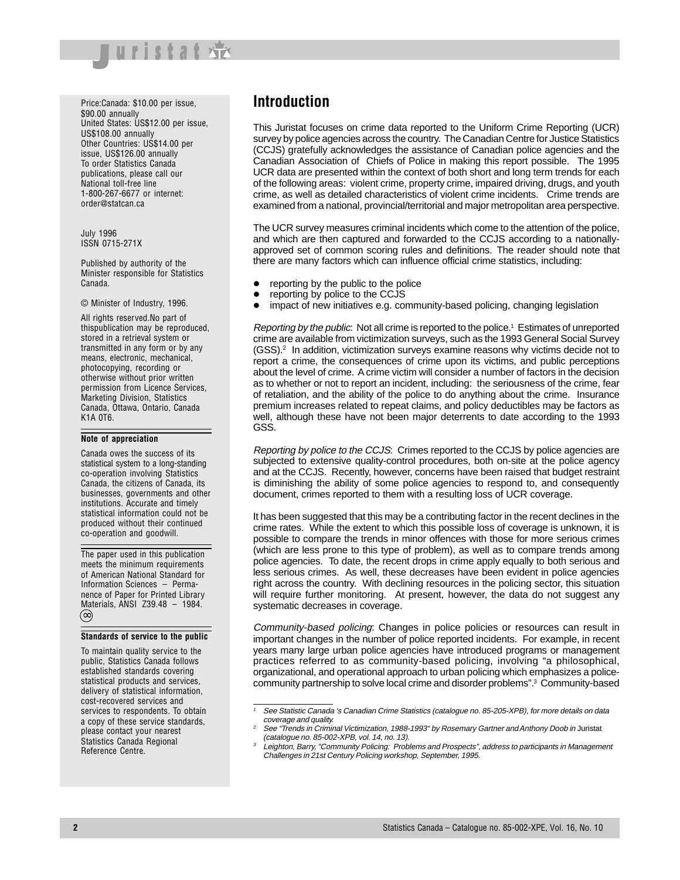Price:Canada: $10.00 per issue, $90.00 annually
United States: US$12.00 per issue, US$108.00 annually
Other Countries: US$14.00 per issue, US$126.00 annually
To order Statistics Canada publications, please call our National toll-free line 1-800-267-6677 or internet: order@statcan.ca

July 1996
ISSN 0715-271X

Published by authority of the Minister responsible for Statistics Canada.

© Minister of Industry, 1996.

All rights reserved.No part of thispublication may be reproduced, stored in a retrieval system or transmitted in any form or by any means, electronic, mechanical, photocopying, recording or otherwise without prior written permission from Licence Services, Marketing Division, Statistics Canada, Ottawa, Ontario, Canada K1A 0T6.

**Note of appreciation**

Canada owes the success of its statistical system to a long-standing co-operation involving Statistics Canada, the citizens of Canada, its businesses, governments and other institutions. Accurate and timely statistical information could not be produced without their continued co-operation and goodwill.

The paper used in this publication meets the minimum requirements of American National Standard for Information Sciences – Permanence of Paper for Printed Library Materials, ANSI Z39.48 – 1984.

**Standards of service to the public**

To maintain quality service to the public, Statistics Canada follows established standards covering statistical products and services, delivery of statistical information, cost-recovered services and services to respondents. To obtain a copy of these service standards, please contact your nearest Statistics Canada Regional Reference Centre.

## Introduction

This Juristat focuses on crime data reported to the Uniform Crime Reporting (UCR) survey by police agencies across the country. The Canadian Centre for Justice Statistics (CCJS) gratefully acknowledges the assistance of Canadian police agencies and the Canadian Association of Chiefs of Police in making this report possible. The 1995 UCR data are presented within the context of both short and long term trends for each of the following areas: violent crime, property crime, impaired driving, drugs, and youth crime, as well as detailed characteristics of violent crime incidents. Crime trends are examined from a national, provincial/territorial and major metropolitan area perspective.

The UCR survey measures criminal incidents which come to the attention of the police, and which are then captured and forwarded to the CCJS according to a nationally-approved set of common scoring rules and definitions. The reader should note that there are many factors which can influence official crime statistics, including:

- reporting by the public to the police
- reporting by police to the CCJS
- impact of new initiatives e.g. community-based policing, changing legislation

*Reporting by the public*: Not all crime is reported to the police.[1] Estimates of unreported crime are available from victimization surveys, such as the 1993 General Social Survey (GSS).[2] In addition, victimization surveys examine reasons why victims decide not to report a crime, the consequences of crime upon its victims, and public perceptions about the level of crime. A crime victim will consider a number of factors in the decision as to whether or not to report an incident, including: the seriousness of the crime, fear of retaliation, and the ability of the police to do anything about the crime. Insurance premium increases related to repeat claims, and policy deductibles may be factors as well, although these have not been major deterrents to date according to the 1993 GSS.

*Reporting by police to the CCJS*: Crimes reported to the CCJS by police agencies are subjected to extensive quality-control procedures, both on-site at the police agency and at the CCJS. Recently, however, concerns have been raised that budget restraint is diminishing the ability of some police agencies to respond to, and consequently document, crimes reported to them with a resulting loss of UCR coverage.

It has been suggested that this may be a contributing factor in the recent declines in the crime rates. While the extent to which this possible loss of coverage is unknown, it is possible to compare the trends in minor offences with those for more serious crimes (which are less prone to this type of problem), as well as to compare trends among police agencies. To date, the recent drops in crime apply equally to both serious and less serious crimes. As well, these decreases have been evident in police agencies right across the country. With declining resources in the policing sector, this situation will require further monitoring. At present, however, the data do not suggest any systematic decreases in coverage.

*Community-based policing*: Changes in police policies or resources can result in important changes in the number of police reported incidents. For example, in recent years many large urban police agencies have introduced programs or management practices referred to as community-based policing, involving "a philosophical, organizational, and operational approach to urban policing which emphasizes a police-community partnership to solve local crime and disorder problems".[3] Community-based

---

[1] *See Statistic Canada 's Canadian Crime Statistics (catalogue no. 85-205-XPB), for more details on data coverage and quality.*

[2] *See "Trends in Criminal Victimization, 1988-1993" by Rosemary Gartner and Anthony Doob in* Juristat *(catalogue no. 85-002-XPB, vol. 14, no. 13).*

[3] *Leighton, Barry, "Community Policing: Problems and Prospects", address to participants in Management Challenges in 21st Century Policing workshop, September, 1995.*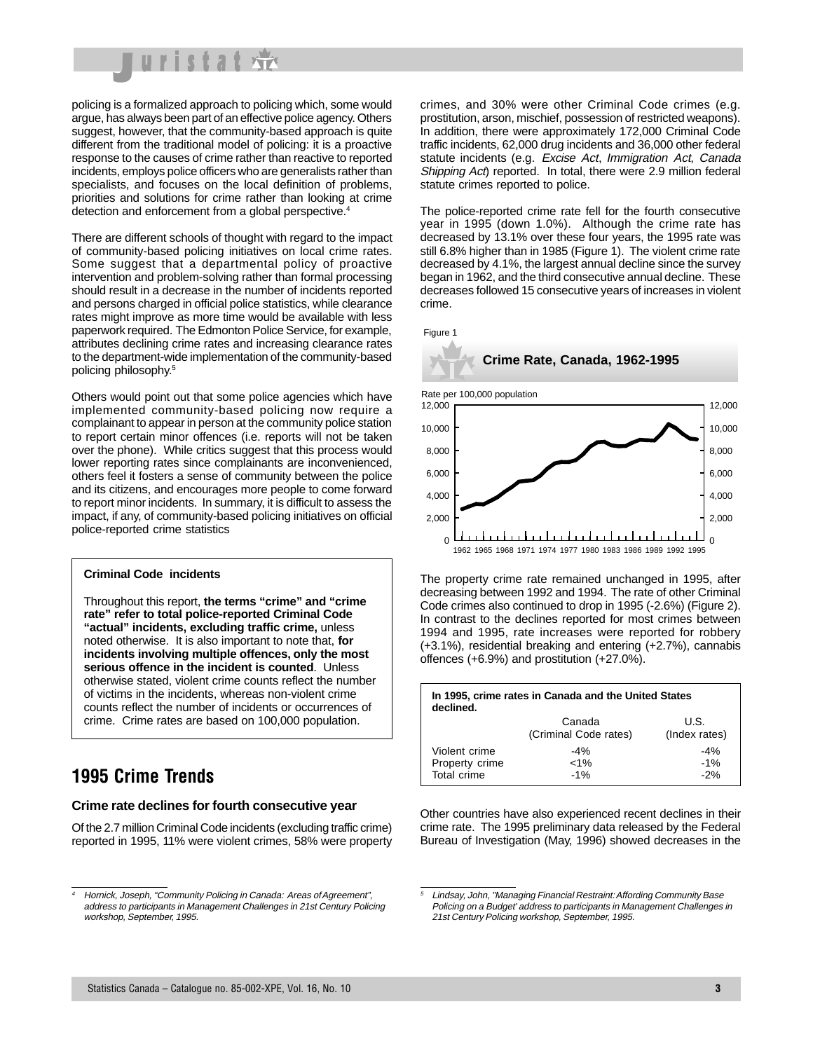policing is a formalized approach to policing which, some would argue, has always been part of an effective police agency. Others suggest, however, that the community-based approach is quite different from the traditional model of policing: it is a proactive response to the causes of crime rather than reactive to reported incidents, employs police officers who are generalists rather than specialists, and focuses on the local definition of problems, priorities and solutions for crime rather than looking at crime detection and enforcement from a global perspective.[4]

There are different schools of thought with regard to the impact of community-based policing initiatives on local crime rates. Some suggest that a departmental policy of proactive intervention and problem-solving rather than formal processing should result in a decrease in the number of incidents reported and persons charged in official police statistics, while clearance rates might improve as more time would be available with less paperwork required. The Edmonton Police Service, for example, attributes declining crime rates and increasing clearance rates to the department-wide implementation of the community-based policing philosophy.[5]

Others would point out that some police agencies which have implemented community-based policing now require a complainant to appear in person at the community police station to report certain minor offences (i.e. reports will not be taken over the phone). While critics suggest that this process would lower reporting rates since complainants are inconvenienced, others feel it fosters a sense of community between the police and its citizens, and encourages more people to come forward to report minor incidents. In summary, it is difficult to assess the impact, if any, of community-based policing initiatives on official police-reported crime statistics

> **Criminal Code incidents**
>
> Throughout this report, **the terms "crime" and "crime rate" refer to total police-reported Criminal Code "actual" incidents, excluding traffic crime,** unless noted otherwise. It is also important to note that, **for incidents involving multiple offences, only the most serious offence in the incident is counted**. Unless otherwise stated, violent crime counts reflect the number of victims in the incidents, whereas non-violent crime counts reflect the number of incidents or occurrences of crime. Crime rates are based on 100,000 population.

## 1995 Crime Trends

### Crime rate declines for fourth consecutive year

Of the 2.7 million Criminal Code incidents (excluding traffic crime) reported in 1995, 11% were violent crimes, 58% were property crimes, and 30% were other Criminal Code crimes (e.g. prostitution, arson, mischief, possession of restricted weapons). In addition, there were approximately 172,000 Criminal Code traffic incidents, 62,000 drug incidents and 36,000 other federal statute incidents (e.g. *Excise Act*, *Immigration Act*, *Canada Shipping Act*) reported. In total, there were 2.9 million federal statute crimes reported to police.

The police-reported crime rate fell for the fourth consecutive year in 1995 (down 1.0%). Although the crime rate has decreased by 13.1% over these four years, the 1995 rate was still 6.8% higher than in 1985 (Figure 1). The violent crime rate decreased by 4.1%, the largest annual decline since the survey began in 1962, and the third consecutive annual decline. These decreases followed 15 consecutive years of increases in violent crime.

Figure 1

**Crime Rate, Canada, 1962-1995**

Rate per 100,000 population

The property crime rate remained unchanged in 1995, after decreasing between 1992 and 1994. The rate of other Criminal Code crimes also continued to drop in 1995 (-2.6%) (Figure 2). In contrast to the declines reported for most crimes between 1994 and 1995, rate increases were reported for robbery (+3.1%), residential breaking and entering (+2.7%), cannabis offences (+6.9%) and prostitution (+27.0%).

**In 1995, crime rates in Canada and the United States declined.**

| | Canada (Criminal Code rates) | U.S. (Index rates) |
|---|---|---|
| Violent crime | -4% | -4% |
| Property crime | <1% | -1% |
| Total crime | -1% | -2% |

Other countries have also experienced recent declines in their crime rate. The 1995 preliminary data released by the Federal Bureau of Investigation (May, 1996) showed decreases in the

---

[4] *Hornick, Joseph, "Community Policing in Canada: Areas of Agreement", address to participants in Management Challenges in 21st Century Policing workshop, September, 1995.*

[5] *Lindsay, John, "Managing Financial Restraint: Affording Community Base Policing on a Budget' address to participants in Management Challenges in 21st Century Policing workshop, September, 1995.*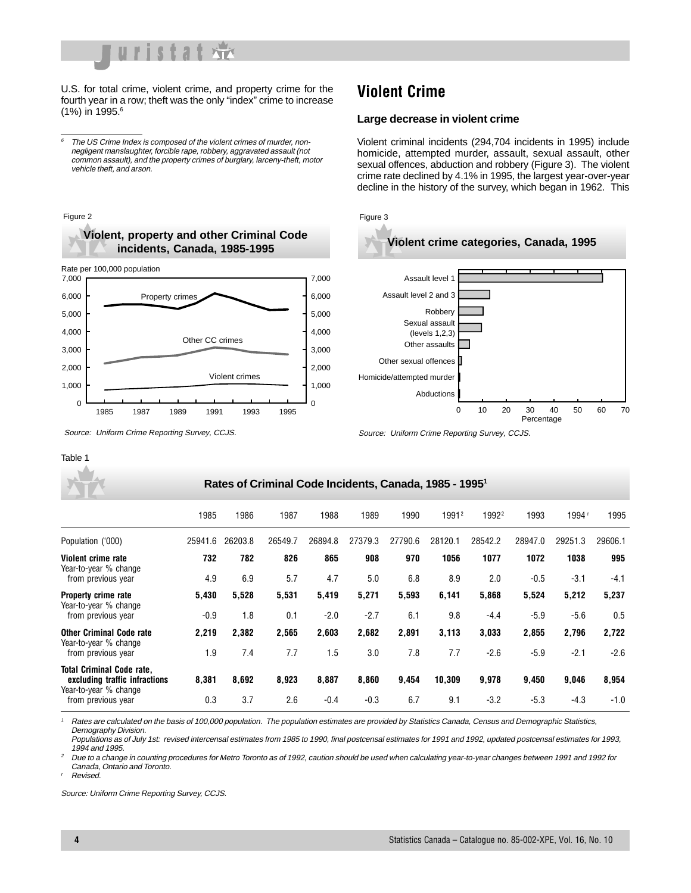U.S. for total crime, violent crime, and property crime for the fourth year in a row; theft was the only "index" crime to increase (1%) in 1995.[6]

[6] *The US Crime Index is composed of the violent crimes of murder, non-negligent manslaughter, forcible rape, robbery, aggravated assault (not common assault), and the property crimes of burglary, larceny-theft, motor vehicle theft, and arson.*

## Violent Crime

### Large decrease in violent crime

Violent criminal incidents (294,704 incidents in 1995) include homicide, attempted murder, assault, sexual assault, other sexual offences, abduction and robbery (Figure 3). The violent crime rate declined by 4.1% in 1995, the largest year-over-year decline in the history of the survey, which began in 1962. This

Figure 2

**Violent, property and other Criminal Code incidents, Canada, 1985-1995**

*Source: Uniform Crime Reporting Survey, CCJS.*

Figure 3

**Violent crime categories, Canada, 1995**

*Source: Uniform Crime Reporting Survey, CCJS.*

Table 1

**Rates of Criminal Code Incidents, Canada, 1985 - 1995[1]**

| | 1985 | 1986 | 1987 | 1988 | 1989 | 1990 | 1991[2] | 1992[2] | 1993 | 1994[r] | 1995 |
|---|---|---|---|---|---|---|---|---|---|---|---|
| Population ('000) | 25941.6 | 26203.8 | 26549.7 | 26894.8 | 27379.3 | 27790.6 | 28120.1 | 28542.2 | 28947.0 | 29251.3 | 29606.1 |
| **Violent crime rate** | **732** | **782** | **826** | **865** | **908** | **970** | **1056** | **1077** | **1072** | **1038** | **995** |
| Year-to-year % change from previous year | 4.9 | 6.9 | 5.7 | 4.7 | 5.0 | 6.8 | 8.9 | 2.0 | -0.5 | -3.1 | -4.1 |
| **Property crime rate** | **5,430** | **5,528** | **5,531** | **5,419** | **5,271** | **5,593** | **6,141** | **5,868** | **5,524** | **5,212** | **5,237** |
| Year-to-year % change from previous year | -0.9 | 1.8 | 0.1 | -2.0 | -2.7 | 6.1 | 9.8 | -4.4 | -5.9 | -5.6 | 0.5 |
| **Other Criminal Code rate** | **2,219** | **2,382** | **2,565** | **2,603** | **2,682** | **2,891** | **3,113** | **3,033** | **2,855** | **2,796** | **2,722** |
| Year-to-year % change from previous year | 1.9 | 7.4 | 7.7 | 1.5 | 3.0 | 7.8 | 7.7 | -2.6 | -5.9 | -2.1 | -2.6 |
| **Total Criminal Code rate, excluding traffic infractions** | **8,381** | **8,692** | **8,923** | **8,887** | **8,860** | **9,454** | **10,309** | **9,978** | **9,450** | **9,046** | **8,954** |
| Year-to-year % change from previous year | 0.3 | 3.7 | 2.6 | -0.4 | -0.3 | 6.7 | 9.1 | -3.2 | -5.3 | -4.3 | -1.0 |

[1] *Rates are calculated on the basis of 100,000 population. The population estimates are provided by Statistics Canada, Census and Demographic Statistics, Demography Division.*
*Populations as of July 1st: revised intercensal estimates from 1985 to 1990, final postcensal estimates for 1991 and 1992, updated postcensal estimates for 1993, 1994 and 1995.*

[2] *Due to a change in counting procedures for Metro Toronto as of 1992, caution should be used when calculating year-to-year changes between 1991 and 1992 for Canada, Ontario and Toronto.*

[r] *Revised.*

*Source: Uniform Crime Reporting Survey, CCJS.*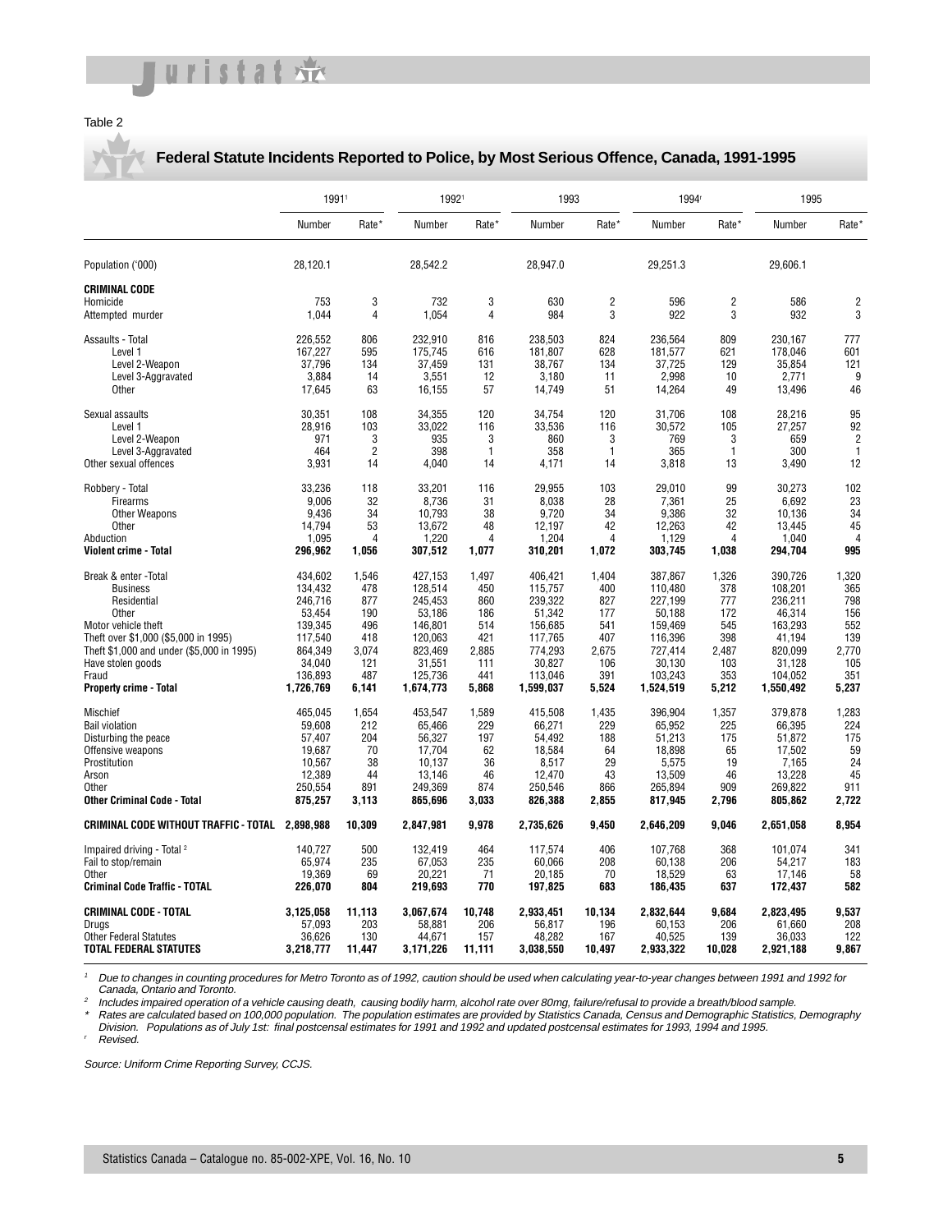Table 2

## Federal Statute Incidents Reported to Police, by Most Serious Offence, Canada, 1991-1995

| | 1991[1] | | 1992[1] | | 1993 | | 1994[r] | | 1995 | |
|---|---|---|---|---|---|---|---|---|---|---|
| | Number | Rate* | Number | Rate* | Number | Rate* | Number | Rate* | Number | Rate* |
| Population ('000) | 28,120.1 | | 28,542.2 | | 28,947.0 | | 29,251.3 | | 29,606.1 | |
| **CRIMINAL CODE** | | | | | | | | | | |
| Homicide | 753 | 3 | 732 | 3 | 630 | 2 | 596 | 2 | 586 | 2 |
| Attempted murder | 1,044 | 4 | 1,054 | 4 | 984 | 3 | 922 | 3 | 932 | 3 |
| Assaults - Total | 226,552 | 806 | 232,910 | 816 | 238,503 | 824 | 236,564 | 809 | 230,167 | 777 |
| Level 1 | 167,227 | 595 | 175,745 | 616 | 181,807 | 628 | 181,577 | 621 | 178,046 | 601 |
| Level 2-Weapon | 37,796 | 134 | 37,459 | 131 | 38,767 | 134 | 37,725 | 129 | 35,854 | 121 |
| Level 3-Aggravated | 3,884 | 14 | 3,551 | 12 | 3,180 | 11 | 2,998 | 10 | 2,771 | 9 |
| Other | 17,645 | 63 | 16,155 | 57 | 14,749 | 51 | 14,264 | 49 | 13,496 | 46 |
| Sexual assaults | 30,351 | 108 | 34,355 | 120 | 34,754 | 120 | 31,706 | 108 | 28,216 | 95 |
| Level 1 | 28,916 | 103 | 33,022 | 116 | 33,536 | 116 | 30,572 | 105 | 27,257 | 92 |
| Level 2-Weapon | 971 | 3 | 935 | 3 | 860 | 3 | 769 | 3 | 659 | 2 |
| Level 3-Aggravated | 464 | 2 | 398 | 1 | 358 | 1 | 365 | 1 | 300 | 1 |
| Other sexual offences | 3,931 | 14 | 4,040 | 14 | 4,171 | 14 | 3,818 | 13 | 3,490 | 12 |
| Robbery - Total | 33,236 | 118 | 33,201 | 116 | 29,955 | 103 | 29,010 | 99 | 30,273 | 102 |
| Firearms | 9,006 | 32 | 8,736 | 31 | 8,038 | 28 | 7,361 | 25 | 6,692 | 23 |
| Other Weapons | 9,436 | 34 | 10,793 | 38 | 9,720 | 34 | 9,386 | 32 | 10,136 | 34 |
| Other | 14,794 | 53 | 13,672 | 48 | 12,197 | 42 | 12,263 | 42 | 13,445 | 45 |
| Abduction | 1,095 | 4 | 1,220 | 4 | 1,204 | 4 | 1,129 | 4 | 1,040 | 4 |
| **Violent crime - Total** | **296,962** | **1,056** | **307,512** | **1,077** | **310,201** | **1,072** | **303,745** | **1,038** | **294,704** | **995** |
| Break & enter -Total | 434,602 | 1,546 | 427,153 | 1,497 | 406,421 | 1,404 | 387,867 | 1,326 | 390,726 | 1,320 |
| Business | 134,432 | 478 | 128,514 | 450 | 115,757 | 400 | 110,480 | 378 | 108,201 | 365 |
| Residential | 246,716 | 877 | 245,453 | 860 | 239,322 | 827 | 227,199 | 777 | 236,211 | 798 |
| Other | 53,454 | 190 | 53,186 | 186 | 51,342 | 177 | 50,188 | 172 | 46,314 | 156 |
| Motor vehicle theft | 139,345 | 496 | 146,801 | 514 | 156,685 | 541 | 159,469 | 545 | 163,293 | 552 |
| Theft over $1,000 ($5,000 in 1995) | 117,540 | 418 | 120,063 | 421 | 117,765 | 407 | 116,396 | 398 | 41,194 | 139 |
| Theft $1,000 and under ($5,000 in 1995) | 864,349 | 3,074 | 823,469 | 2,885 | 774,293 | 2,675 | 727,414 | 2,487 | 820,099 | 2,770 |
| Have stolen goods | 34,040 | 121 | 31,551 | 111 | 30,827 | 106 | 30,130 | 103 | 31,128 | 105 |
| Fraud | 136,893 | 487 | 125,736 | 441 | 113,046 | 391 | 103,243 | 353 | 104,052 | 351 |
| **Property crime - Total** | **1,726,769** | **6,141** | **1,674,773** | **5,868** | **1,599,037** | **5,524** | **1,524,519** | **5,212** | **1,550,492** | **5,237** |
| Mischief | 465,045 | 1,654 | 453,547 | 1,589 | 415,508 | 1,435 | 396,904 | 1,357 | 379,878 | 1,283 |
| Bail violation | 59,608 | 212 | 65,466 | 229 | 66,271 | 229 | 65,952 | 225 | 66,395 | 224 |
| Disturbing the peace | 57,407 | 204 | 56,327 | 197 | 54,492 | 188 | 51,213 | 175 | 51,872 | 175 |
| Offensive weapons | 19,687 | 70 | 17,704 | 62 | 18,584 | 64 | 18,898 | 65 | 17,502 | 59 |
| Prostitution | 10,567 | 38 | 10,137 | 36 | 8,517 | 29 | 5,575 | 19 | 7,165 | 24 |
| Arson | 12,389 | 44 | 13,146 | 46 | 12,470 | 43 | 13,509 | 46 | 13,228 | 45 |
| Other | 250,554 | 891 | 249,369 | 874 | 250,546 | 866 | 265,894 | 909 | 269,822 | 911 |
| **Other Criminal Code - Total** | **875,257** | **3,113** | **865,696** | **3,033** | **826,388** | **2,855** | **817,945** | **2,796** | **805,862** | **2,722** |
| **CRIMINAL CODE WITHOUT TRAFFIC - TOTAL** | **2,898,988** | **10,309** | **2,847,981** | **9,978** | **2,735,626** | **9,450** | **2,646,209** | **9,046** | **2,651,058** | **8,954** |
| Impaired driving - Total [2] | 140,727 | 500 | 132,419 | 464 | 117,574 | 406 | 107,768 | 368 | 101,074 | 341 |
| Fail to stop/remain | 65,974 | 235 | 67,053 | 235 | 60,066 | 208 | 60,138 | 206 | 54,217 | 183 |
| Other | 19,369 | 69 | 20,221 | 71 | 20,185 | 70 | 18,529 | 63 | 17,146 | 58 |
| **Criminal Code Traffic - TOTAL** | **226,070** | **804** | **219,693** | **770** | **197,825** | **683** | **186,435** | **637** | **172,437** | **582** |
| **CRIMINAL CODE - TOTAL** | **3,125,058** | **11,113** | **3,067,674** | **10,748** | **2,933,451** | **10,134** | **2,832,644** | **9,684** | **2,823,495** | **9,537** |
| Drugs | 57,093 | 203 | 58,881 | 206 | 56,817 | 196 | 60,153 | 206 | 61,660 | 208 |
| Other Federal Statutes | 36,626 | 130 | 44,671 | 157 | 48,282 | 167 | 40,525 | 139 | 36,033 | 122 |
| **TOTAL FEDERAL STATUTES** | **3,218,777** | **11,447** | **3,171,226** | **11,111** | **3,038,550** | **10,497** | **2,933,322** | **10,028** | **2,921,188** | **9,867** |

[1] *Due to changes in counting procedures for Metro Toronto as of 1992, caution should be used when calculating year-to-year changes between 1991 and 1992 for Canada, Ontario and Toronto.*

[2] *Includes impaired operation of a vehicle causing death, causing bodily harm, alcohol rate over 80mg, failure/refusal to provide a breath/blood sample.*

\* *Rates are calculated based on 100,000 population. The population estimates are provided by Statistics Canada, Census and Demographic Statistics, Demography Division. Populations as of July 1st: final postcensal estimates for 1991 and 1992 and updated postcensal estimates for 1993, 1994 and 1995.*

[r] *Revised.*

*Source: Uniform Crime Reporting Survey, CCJS.*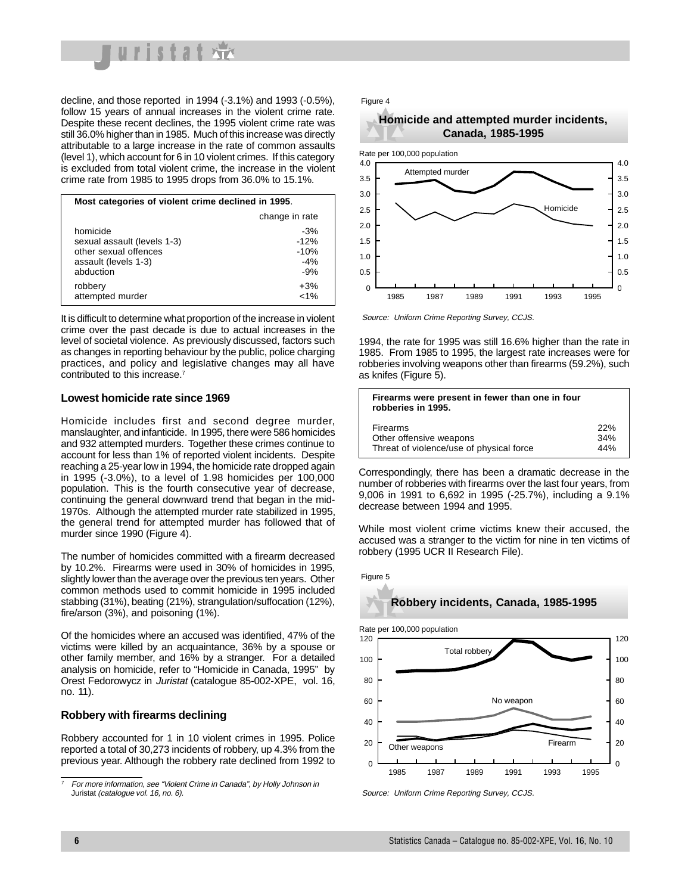decline, and those reported in 1994 (-3.1%) and 1993 (-0.5%), follow 15 years of annual increases in the violent crime rate. Despite these recent declines, the 1995 violent crime rate was still 36.0% higher than in 1985. Much of this increase was directly attributable to a large increase in the rate of common assaults (level 1), which account for 6 in 10 violent crimes. If this category is excluded from total violent crime, the increase in the violent crime rate from 1985 to 1995 drops from 36.0% to 15.1%.

**Most categories of violent crime declined in 1995.**

| | change in rate |
|---|---|
| homicide | -3% |
| sexual assault (levels 1-3) | -12% |
| other sexual offences | -10% |
| assault (levels 1-3) | -4% |
| abduction | -9% |
| robbery | +3% |
| attempted murder | <1% |

It is difficult to determine what proportion of the increase in violent crime over the past decade is due to actual increases in the level of societal violence. As previously discussed, factors such as changes in reporting behaviour by the public, police charging practices, and policy and legislative changes may all have contributed to this increase.[7]

### Lowest homicide rate since 1969

Homicide includes first and second degree murder, manslaughter, and infanticide. In 1995, there were 586 homicides and 932 attempted murders. Together these crimes continue to account for less than 1% of reported violent incidents. Despite reaching a 25-year low in 1994, the homicide rate dropped again in 1995 (-3.0%), to a level of 1.98 homicides per 100,000 population. This is the fourth consecutive year of decrease, continuing the general downward trend that began in the mid-1970s. Although the attempted murder rate stabilized in 1995, the general trend for attempted murder has followed that of murder since 1990 (Figure 4).

The number of homicides committed with a firearm decreased by 10.2%. Firearms were used in 30% of homicides in 1995, slightly lower than the average over the previous ten years. Other common methods used to commit homicide in 1995 included stabbing (31%), beating (21%), strangulation/suffocation (12%), fire/arson (3%), and poisoning (1%).

Of the homicides where an accused was identified, 47% of the victims were killed by an acquaintance, 36% by a spouse or other family member, and 16% by a stranger. For a detailed analysis on homicide, refer to "Homicide in Canada, 1995" by Orest Fedorowycz in *Juristat* (catalogue 85-002-XPE, vol. 16, no. 11).

### Robbery with firearms declining

Robbery accounted for 1 in 10 violent crimes in 1995. Police reported a total of 30,273 incidents of robbery, up 4.3% from the previous year. Although the robbery rate declined from 1992 to 1994, the rate for 1995 was still 16.6% higher than the rate in 1985. From 1985 to 1995, the largest rate increases were for robberies involving weapons other than firearms (59.2%), such as knifes (Figure 5).

Figure 4

**Homicide and attempted murder incidents, Canada, 1985-1995**

*Source: Uniform Crime Reporting Survey, CCJS.*

**Firearms were present in fewer than one in four robberies in 1995.**

| | |
|---|---|
| Firearms | 22% |
| Other offensive weapons | 34% |
| Threat of violence/use of physical force | 44% |

Correspondingly, there has been a dramatic decrease in the number of robberies with firearms over the last four years, from 9,006 in 1991 to 6,692 in 1995 (-25.7%), including a 9.1% decrease between 1994 and 1995.

While most violent crime victims knew their accused, the accused was a stranger to the victim for nine in ten victims of robbery (1995 UCR II Research File).

Figure 5

**Robbery incidents, Canada, 1985-1995**

*Source: Uniform Crime Reporting Survey, CCJS.*

[7] *For more information, see "Violent Crime in Canada", by Holly Johnson in* Juristat *(catalogue vol. 16, no. 6).*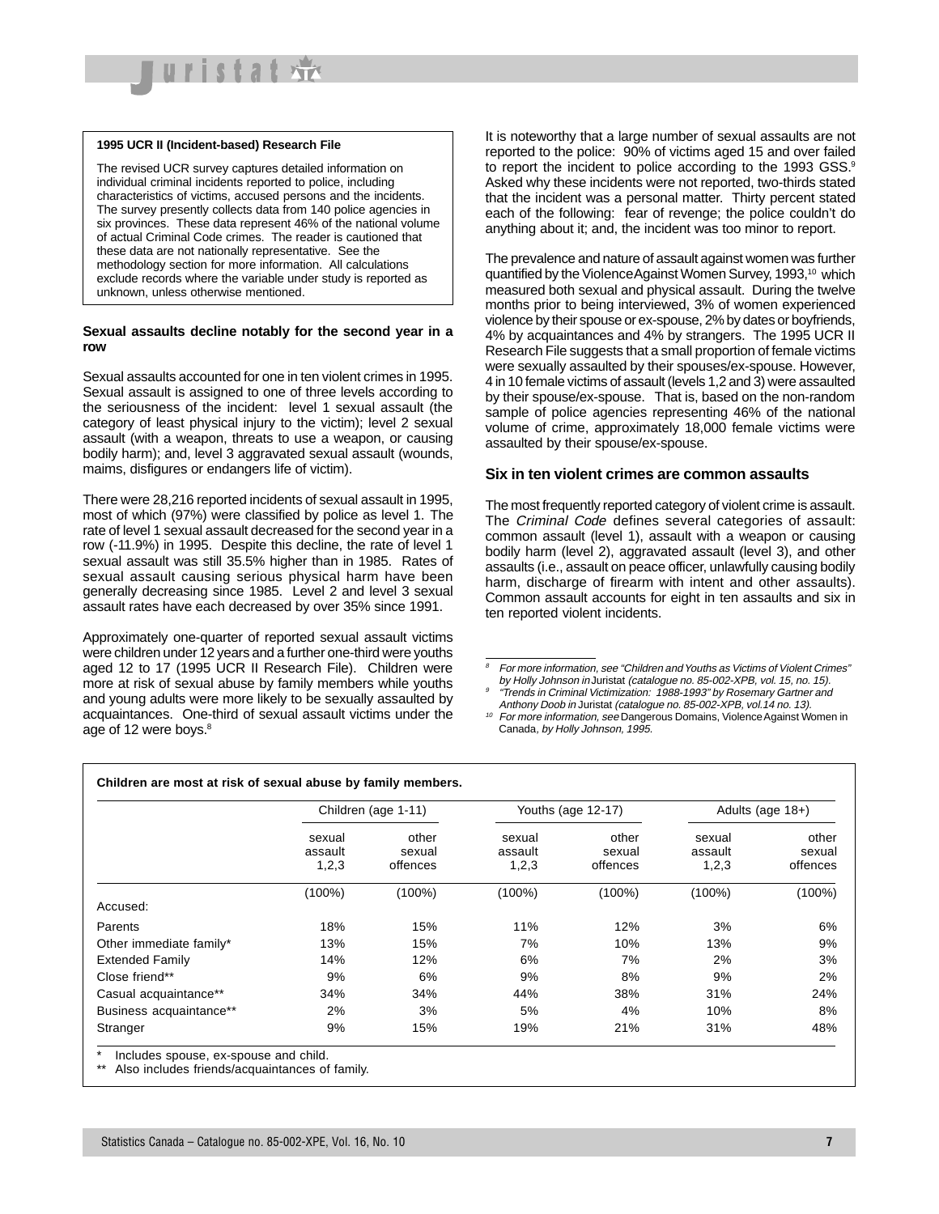**1995 UCR II (Incident-based) Research File**

The revised UCR survey captures detailed information on individual criminal incidents reported to police, including characteristics of victims, accused persons and the incidents. The survey presently collects data from 140 police agencies in six provinces. These data represent 46% of the national volume of actual Criminal Code crimes. The reader is cautioned that these data are not nationally representative. See the methodology section for more information. All calculations exclude records where the variable under study is reported as unknown, unless otherwise mentioned.

### Sexual assaults decline notably for the second year in a row

Sexual assaults accounted for one in ten violent crimes in 1995. Sexual assault is assigned to one of three levels according to the seriousness of the incident: level 1 sexual assault (the category of least physical injury to the victim); level 2 sexual assault (with a weapon, threats to use a weapon, or causing bodily harm); and, level 3 aggravated sexual assault (wounds, maims, disfigures or endangers life of victim).

There were 28,216 reported incidents of sexual assault in 1995, most of which (97%) were classified by police as level 1. The rate of level 1 sexual assault decreased for the second year in a row (-11.9%) in 1995. Despite this decline, the rate of level 1 sexual assault was still 35.5% higher than in 1985. Rates of sexual assault causing serious physical harm have been generally decreasing since 1985. Level 2 and level 3 sexual assault rates have each decreased by over 35% since 1991.

Approximately one-quarter of reported sexual assault victims were children under 12 years and a further one-third were youths aged 12 to 17 (1995 UCR II Research File). Children were more at risk of sexual abuse by family members while youths and young adults were more likely to be sexually assaulted by acquaintances. One-third of sexual assault victims under the age of 12 were boys.[8]

It is noteworthy that a large number of sexual assaults are not reported to the police: 90% of victims aged 15 and over failed to report the incident to police according to the 1993 GSS.[9] Asked why these incidents were not reported, two-thirds stated that the incident was a personal matter. Thirty percent stated each of the following: fear of revenge; the police couldn't do anything about it; and, the incident was too minor to report.

The prevalence and nature of assault against women was further quantified by the Violence Against Women Survey, 1993,[10] which measured both sexual and physical assault. During the twelve months prior to being interviewed, 3% of women experienced violence by their spouse or ex-spouse, 2% by dates or boyfriends, 4% by acquaintances and 4% by strangers. The 1995 UCR II Research File suggests that a small proportion of female victims were sexually assaulted by their spouses/ex-spouse. However, 4 in 10 female victims of assault (levels 1,2 and 3) were assaulted by their spouse/ex-spouse. That is, based on the non-random sample of police agencies representing 46% of the national volume of crime, approximately 18,000 female victims were assaulted by their spouse/ex-spouse.

### Six in ten violent crimes are common assaults

The most frequently reported category of violent crime is assault. The *Criminal Code* defines several categories of assault: common assault (level 1), assault with a weapon or causing bodily harm (level 2), aggravated assault (level 3), and other assaults (i.e., assault on peace officer, unlawfully causing bodily harm, discharge of firearm with intent and other assaults). Common assault accounts for eight in ten assaults and six in ten reported violent incidents.

[8] *For more information, see "Children and Youths as Victims of Violent Crimes" by Holly Johnson in* Juristat *(catalogue no. 85-002-XPB, vol. 15, no. 15).*

[9] *"Trends in Criminal Victimization: 1988-1993" by Rosemary Gartner and Anthony Doob in* Juristat *(catalogue no. 85-002-XPB, vol.14 no. 13).*

[10] *For more information, see* Dangerous Domains, Violence Against Women in Canada*, by Holly Johnson, 1995.*

**Children are most at risk of sexual abuse by family members.**

| | Children (age 1-11) | | Youths (age 12-17) | | Adults (age 18+) | |
|---|---|---|---|---|---|---|
| | sexual assault 1,2,3 | other sexual offences | sexual assault 1,2,3 | other sexual offences | sexual assault 1,2,3 | other sexual offences |
| | (100%) | (100%) | (100%) | (100%) | (100%) | (100%) |
| Accused: | | | | | | |
| Parents | 18% | 15% | 11% | 12% | 3% | 6% |
| Other immediate family* | 13% | 15% | 7% | 10% | 13% | 9% |
| Extended Family | 14% | 12% | 6% | 7% | 2% | 3% |
| Close friend** | 9% | 6% | 9% | 8% | 9% | 2% |
| Casual acquaintance** | 34% | 34% | 44% | 38% | 31% | 24% |
| Business acquaintance** | 2% | 3% | 5% | 4% | 10% | 8% |
| Stranger | 9% | 15% | 19% | 21% | 31% | 48% |

\* Includes spouse, ex-spouse and child.

\*\* Also includes friends/acquaintances of family.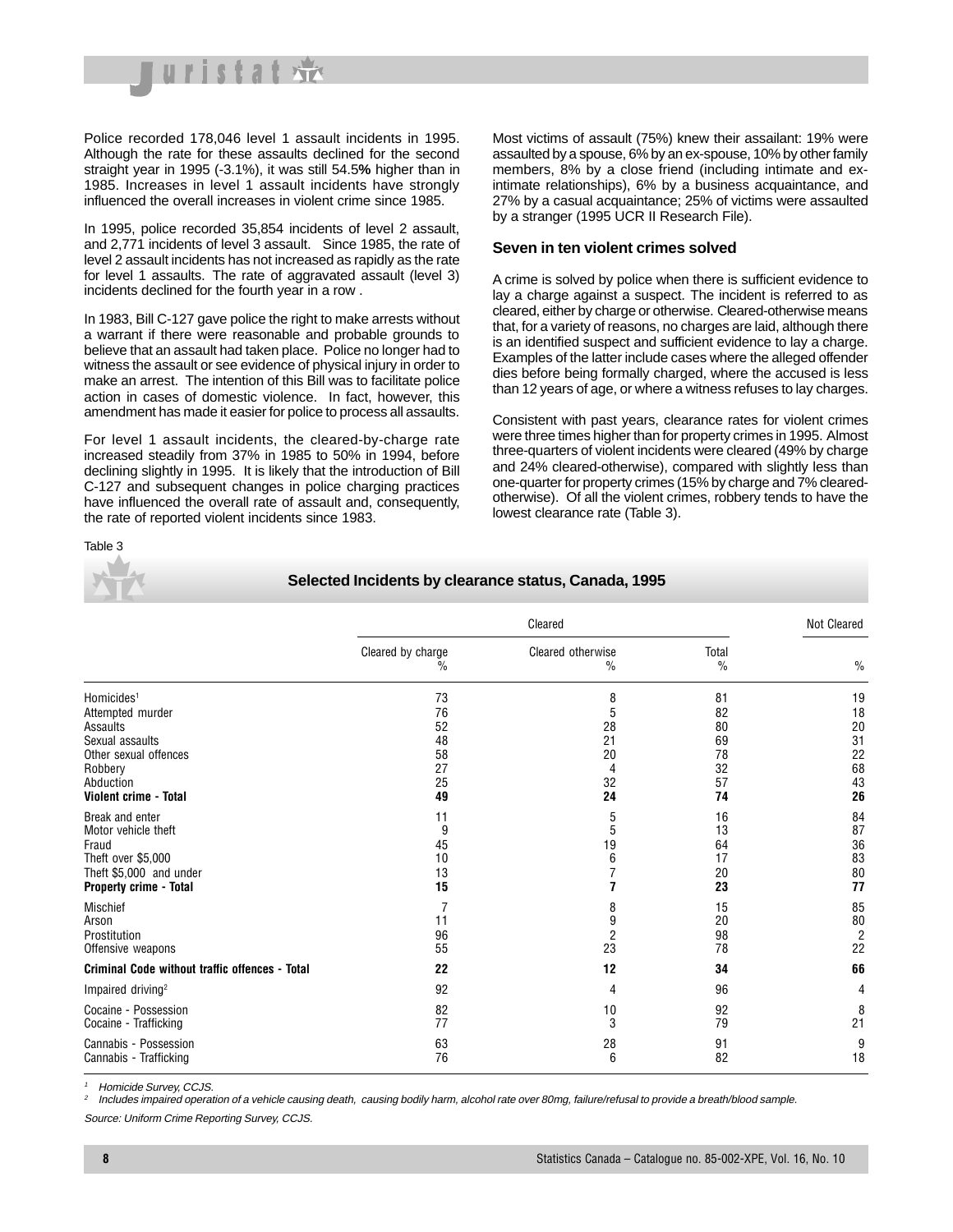Police recorded 178,046 level 1 assault incidents in 1995. Although the rate for these assaults declined for the second straight year in 1995 (-3.1%), it was still 54.5**%** higher than in 1985. Increases in level 1 assault incidents have strongly influenced the overall increases in violent crime since 1985.

In 1995, police recorded 35,854 incidents of level 2 assault, and 2,771 incidents of level 3 assault. Since 1985, the rate of level 2 assault incidents has not increased as rapidly as the rate for level 1 assaults. The rate of aggravated assault (level 3) incidents declined for the fourth year in a row .

In 1983, Bill C-127 gave police the right to make arrests without a warrant if there were reasonable and probable grounds to believe that an assault had taken place. Police no longer had to witness the assault or see evidence of physical injury in order to make an arrest. The intention of this Bill was to facilitate police action in cases of domestic violence. In fact, however, this amendment has made it easier for police to process all assaults.

For level 1 assault incidents, the cleared-by-charge rate increased steadily from 37% in 1985 to 50% in 1994, before declining slightly in 1995. It is likely that the introduction of Bill C-127 and subsequent changes in police charging practices have influenced the overall rate of assault and, consequently, the rate of reported violent incidents since 1983.

Most victims of assault (75%) knew their assailant: 19% were assaulted by a spouse, 6% by an ex-spouse, 10% by other family members, 8% by a close friend (including intimate and ex-intimate relationships), 6% by a business acquaintance, and 27% by a casual acquaintance; 25% of victims were assaulted by a stranger (1995 UCR II Research File).

### Seven in ten violent crimes solved

A crime is solved by police when there is sufficient evidence to lay a charge against a suspect. The incident is referred to as cleared, either by charge or otherwise. Cleared-otherwise means that, for a variety of reasons, no charges are laid, although there is an identified suspect and sufficient evidence to lay a charge. Examples of the latter include cases where the alleged offender dies before being formally charged, where the accused is less than 12 years of age, or where a witness refuses to lay charges.

Consistent with past years, clearance rates for violent crimes were three times higher than for property crimes in 1995. Almost three-quarters of violent incidents were cleared (49% by charge and 24% cleared-otherwise), compared with slightly less than one-quarter for property crimes (15% by charge and 7% cleared-otherwise). Of all the violent crimes, robbery tends to have the lowest clearance rate (Table 3).

Table 3

**Selected Incidents by clearance status, Canada, 1995**

| | Cleared | | | Not Cleared |
|---|---|---|---|---|
| | Cleared by charge % | Cleared otherwise % | Total % | % |
| Homicides[1] | 73 | 8 | 81 | 19 |
| Attempted murder | 76 | 5 | 82 | 18 |
| Assaults | 52 | 28 | 80 | 20 |
| Sexual assaults | 48 | 21 | 69 | 31 |
| Other sexual offences | 58 | 20 | 78 | 22 |
| Robbery | 27 | 4 | 32 | 68 |
| Abduction | 25 | 32 | 57 | 43 |
| **Violent crime - Total** | **49** | **24** | **74** | **26** |
| Break and enter | 11 | 5 | 16 | 84 |
| Motor vehicle theft | 9 | 5 | 13 | 87 |
| Fraud | 45 | 19 | 64 | 36 |
| Theft over $5,000 | 10 | 6 | 17 | 83 |
| Theft $5,000 and under | 13 | 7 | 20 | 80 |
| **Property crime - Total** | **15** | **7** | **23** | **77** |
| Mischief | 7 | 8 | 15 | 85 |
| Arson | 11 | 9 | 20 | 80 |
| Prostitution | 96 | 2 | 98 | 2 |
| Offensive weapons | 55 | 23 | 78 | 22 |
| **Criminal Code without traffic offences - Total** | **22** | **12** | **34** | **66** |
| Impaired driving[2] | 92 | 4 | 96 | 4 |
| Cocaine - Possession | 82 | 10 | 92 | 8 |
| Cocaine - Trafficking | 77 | 3 | 79 | 21 |
| Cannabis - Possession | 63 | 28 | 91 | 9 |
| Cannabis - Trafficking | 76 | 6 | 82 | 18 |

[1] *Homicide Survey, CCJS.*

[2] *Includes impaired operation of a vehicle causing death, causing bodily harm, alcohol rate over 80mg, failure/refusal to provide a breath/blood sample.*

*Source: Uniform Crime Reporting Survey, CCJS.*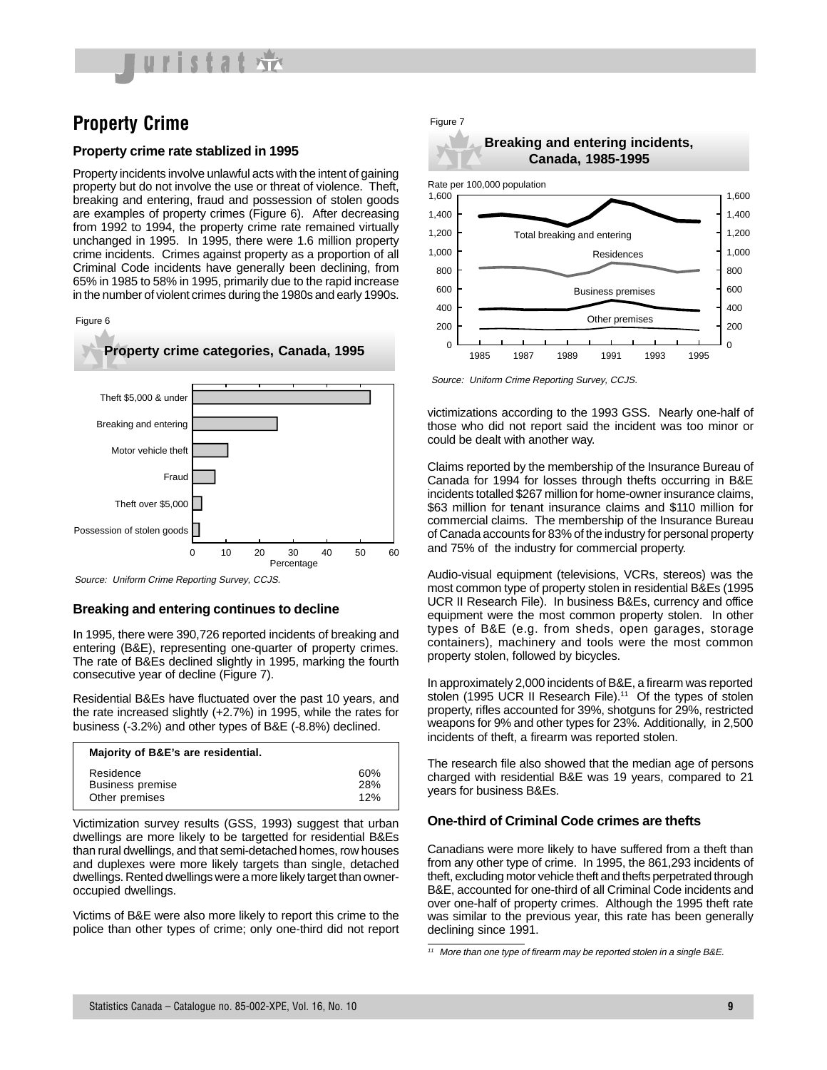## Property Crime

### Property crime rate stablized in 1995

Property incidents involve unlawful acts with the intent of gaining property but do not involve the use or threat of violence. Theft, breaking and entering, fraud and possession of stolen goods are examples of property crimes (Figure 6). After decreasing from 1992 to 1994, the property crime rate remained virtually unchanged in 1995. In 1995, there were 1.6 million property crime incidents. Crimes against property as a proportion of all Criminal Code incidents have generally been declining, from 65% in 1985 to 58% in 1995, primarily due to the rapid increase in the number of violent crimes during the 1980s and early 1990s.

Figure 6

**Property crime categories, Canada, 1995**

| Category | Percentage (approx.) |
|---|---|
| Theft $5,000 & under | 53 |
| Breaking and entering | 25 |
| Motor vehicle theft | 10 |
| Fraud | 7 |
| Theft over $5,000 | 3 |
| Possession of stolen goods | 2 |

*Source: Uniform Crime Reporting Survey, CCJS.*

### Breaking and entering continues to decline

In 1995, there were 390,726 reported incidents of breaking and entering (B&E), representing one-quarter of property crimes. The rate of B&Es declined slightly in 1995, marking the fourth consecutive year of decline (Figure 7).

Residential B&Es have fluctuated over the past 10 years, and the rate increased slightly (+2.7%) in 1995, while the rates for business (-3.2%) and other types of B&E (-8.8%) declined.

| Majority of B&E's are residential. | |
|---|---|
| Residence | 60% |
| Business premise | 28% |
| Other premises | 12% |

Victimization survey results (GSS, 1993) suggest that urban dwellings are more likely to be targetted for residential B&Es than rural dwellings, and that semi-detached homes, row houses and duplexes were more likely targets than single, detached dwellings. Rented dwellings were a more likely target than owner-occupied dwellings.

Victims of B&E were also more likely to report this crime to the police than other types of crime; only one-third did not report victimizations according to the 1993 GSS. Nearly one-half of those who did not report said the incident was too minor or could be dealt with another way.

Figure 7

**Breaking and entering incidents, Canada, 1985-1995**

Rate per 100,000 population

Series: Total breaking and entering; Residences; Business premises; Other premises (1985–1995)

*Source: Uniform Crime Reporting Survey, CCJS.*

Claims reported by the membership of the Insurance Bureau of Canada for 1994 for losses through thefts occurring in B&E incidents totalled $267 million for home-owner insurance claims, $63 million for tenant insurance claims and $110 million for commercial claims. The membership of the Insurance Bureau of Canada accounts for 83% of the industry for personal property and 75% of the industry for commercial property.

Audio-visual equipment (televisions, VCRs, stereos) was the most common type of property stolen in residential B&Es (1995 UCR II Research File). In business B&Es, currency and office equipment were the most common property stolen. In other types of B&E (e.g. from sheds, open garages, storage containers), machinery and tools were the most common property stolen, followed by bicycles.

In approximately 2,000 incidents of B&E, a firearm was reported stolen (1995 UCR II Research File).[11] Of the types of stolen property, rifles accounted for 39%, shotguns for 29%, restricted weapons for 9% and other types for 23%. Additionally, in 2,500 incidents of theft, a firearm was reported stolen.

The research file also showed that the median age of persons charged with residential B&E was 19 years, compared to 21 years for business B&Es.

### One-third of Criminal Code crimes are thefts

Canadians were more likely to have suffered from a theft than from any other type of crime. In 1995, the 861,293 incidents of theft, excluding motor vehicle theft and thefts perpetrated through B&E, accounted for one-third of all Criminal Code incidents and over one-half of property crimes. Although the 1995 theft rate was similar to the previous year, this rate has been generally declining since 1991.

[11] *More than one type of firearm may be reported stolen in a single B&E.*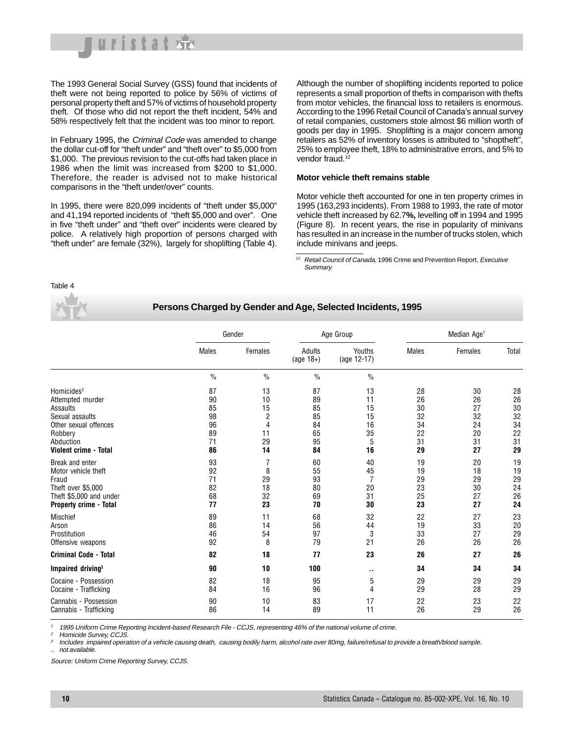The 1993 General Social Survey (GSS) found that incidents of theft were not being reported to police by 56% of victims of personal property theft and 57% of victims of household property theft. Of those who did not report the theft incident, 54% and 58% respectively felt that the incident was too minor to report.

In February 1995, the *Criminal Code* was amended to change the dollar cut-off for "theft under" and "theft over" to $5,000 from $1,000. The previous revision to the cut-offs had taken place in 1986 when the limit was increased from $200 to $1,000. Therefore, the reader is advised not to make historical comparisons in the "theft under/over" counts.

In 1995, there were 820,099 incidents of "theft under $5,000" and 41,194 reported incidents of "theft $5,000 and over". One in five "theft under" and "theft over" incidents were cleared by police. A relatively high proportion of persons charged with "theft under" are female (32%), largely for shoplifting (Table 4).

Although the number of shoplifting incidents reported to police represents a small proportion of thefts in comparison with thefts from motor vehicles, the financial loss to retailers is enormous. According to the 1996 Retail Council of Canada's annual survey of retail companies, customers stole almost $6 million worth of goods per day in 1995. Shoplifting is a major concern among retailers as 52% of inventory losses is attributed to "shoptheft", 25% to employee theft, 18% to administrative errors, and 5% to vendor fraud.[12]

**Motor vehicle theft remains stable**

Motor vehicle theft accounted for one in ten property crimes in 1995 (163,293 incidents). From 1988 to 1993, the rate of motor vehicle theft increased by 62.7**%,** levelling off in 1994 and 1995 (Figure 8). In recent years, the rise in popularity of minivans has resulted in an increase in the number of trucks stolen, which include minivans and jeeps.

[12] *Retail Council of Canada,* 1996 Crime and Prevention Report, *Executive Summary.*

Table 4

**Persons Charged by Gender and Age, Selected Incidents, 1995**

| | Gender | | Age Group | | Median Age[1] | | |
|---|---|---|---|---|---|---|---|
| | Males | Females | Adults (age 18+) | Youths (age 12-17) | Males | Females | Total |
| | % | % | % | % | | | |
| Homicides[2] | 87 | 13 | 87 | 13 | 28 | 30 | 28 |
| Attempted murder | 90 | 10 | 89 | 11 | 26 | 26 | 26 |
| Assaults | 85 | 15 | 85 | 15 | 30 | 27 | 30 |
| Sexual assaults | 98 | 2 | 85 | 15 | 32 | 32 | 32 |
| Other sexual offences | 96 | 4 | 84 | 16 | 34 | 24 | 34 |
| Robbery | 89 | 11 | 65 | 35 | 22 | 20 | 22 |
| Abduction | 71 | 29 | 95 | 5 | 31 | 31 | 31 |
| **Violent crime - Total** | **86** | **14** | **84** | **16** | **29** | **27** | **29** |
| Break and enter | 93 | 7 | 60 | 40 | 19 | 20 | 19 |
| Motor vehicle theft | 92 | 8 | 55 | 45 | 19 | 18 | 19 |
| Fraud | 71 | 29 | 93 | 7 | 29 | 29 | 29 |
| Theft over $5,000 | 82 | 18 | 80 | 20 | 23 | 30 | 24 |
| Theft $5,000 and under | 68 | 32 | 69 | 31 | 25 | 27 | 26 |
| **Property crime - Total** | **77** | **23** | **70** | **30** | **23** | **27** | **24** |
| Mischief | 89 | 11 | 68 | 32 | 22 | 27 | 23 |
| Arson | 86 | 14 | 56 | 44 | 19 | 33 | 20 |
| Prostitution | 46 | 54 | 97 | 3 | 33 | 27 | 29 |
| Offensive weapons | 92 | 8 | 79 | 21 | 26 | 26 | 26 |
| **Criminal Code - Total** | **82** | **18** | **77** | **23** | **26** | **27** | **26** |
| **Impaired driving[3]** | **90** | **10** | **100** | **..** | **34** | **34** | **34** |
| Cocaine - Possession | 82 | 18 | 95 | 5 | 29 | 29 | 29 |
| Cocaine - Trafficking | 84 | 16 | 96 | 4 | 29 | 28 | 29 |
| Cannabis - Possession | 90 | 10 | 83 | 17 | 22 | 23 | 22 |
| Cannabis - Trafficking | 86 | 14 | 89 | 11 | 26 | 29 | 26 |

[1] *1995 Uniform Crime Reporting Incident-based Research File - CCJS, representing 46% of the national volume of crime.*
[2] *Homicide Survey, CCJS.*
[3] *Includes impaired operation of a vehicle causing death, causing bodily harm, alcohol rate over 80mg, failure/refusal to provide a breath/blood sample.*
.. *not available.*

*Source: Uniform Crime Reporting Survey, CCJS.*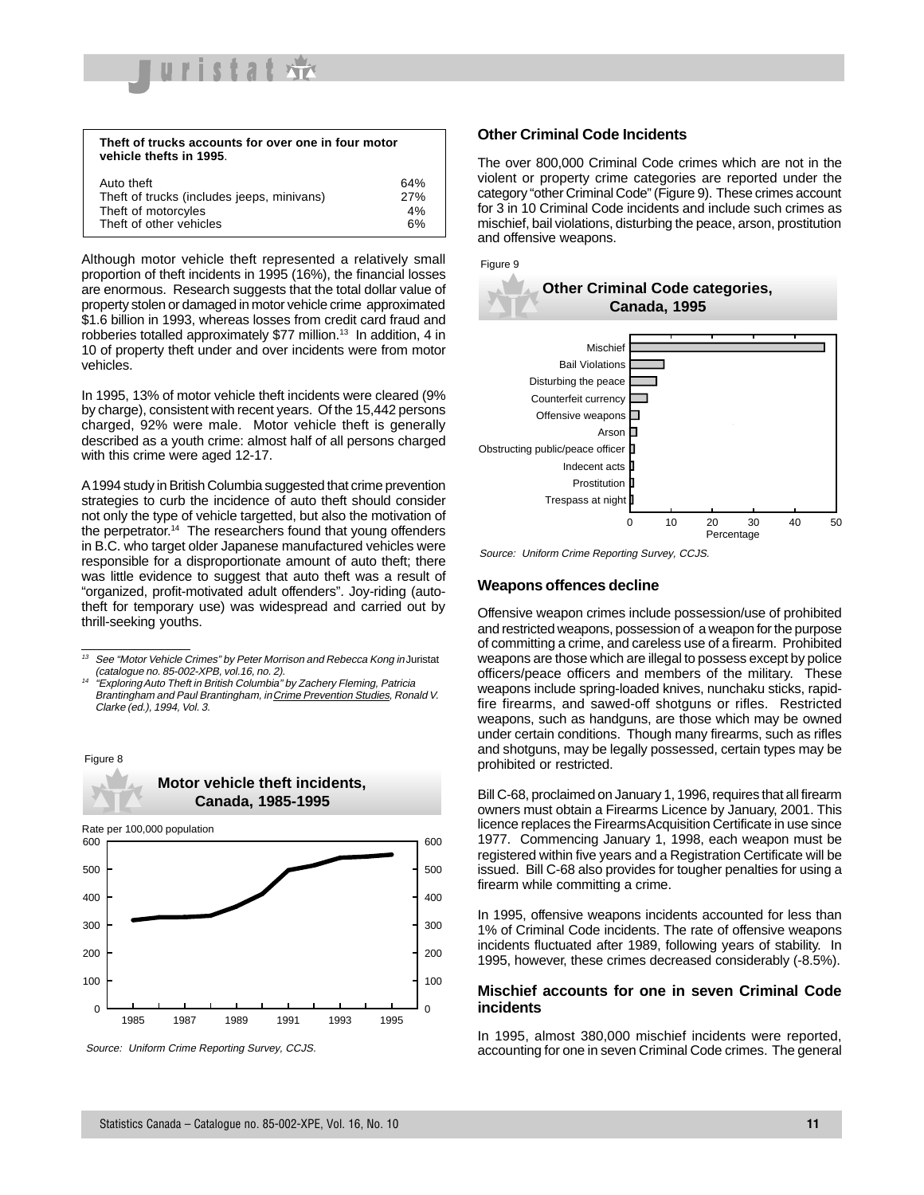| Theft of trucks accounts for over one in four motor vehicle thefts in 1995. | |
|---|---|
| Auto theft | 64% |
| Theft of trucks (includes jeeps, minivans) | 27% |
| Theft of motorcyles | 4% |
| Theft of other vehicles | 6% |

Although motor vehicle theft represented a relatively small proportion of theft incidents in 1995 (16%), the financial losses are enormous. Research suggests that the total dollar value of property stolen or damaged in motor vehicle crime approximated $1.6 billion in 1993, whereas losses from credit card fraud and robberies totalled approximately $77 million.[13] In addition, 4 in 10 of property theft under and over incidents were from motor vehicles.

In 1995, 13% of motor vehicle theft incidents were cleared (9% by charge), consistent with recent years. Of the 15,442 persons charged, 92% were male. Motor vehicle theft is generally described as a youth crime: almost half of all persons charged with this crime were aged 12-17.

A 1994 study in British Columbia suggested that crime prevention strategies to curb the incidence of auto theft should consider not only the type of vehicle targetted, but also the motivation of the perpetrator.[14] The researchers found that young offenders in B.C. who target older Japanese manufactured vehicles were responsible for a disproportionate amount of auto theft; there was little evidence to suggest that auto theft was a result of "organized, profit-motivated adult offenders". Joy-riding (auto-theft for temporary use) was widespread and carried out by thrill-seeking youths.

[13] *See "Motor Vehicle Crimes" by Peter Morrison and Rebecca Kong in* Juristat *(catalogue no. 85-002-XPB, vol.16, no. 2).*

[14] *"Exploring Auto Theft in British Columbia" by Zachery Fleming, Patricia Brantingham and Paul Brantingham, in Crime Prevention Studies, Ronald V. Clarke (ed.), 1994, Vol. 3.*

Figure 8

**Motor vehicle theft incidents, Canada, 1985-1995**

*Source: Uniform Crime Reporting Survey, CCJS.*

## Other Criminal Code Incidents

The over 800,000 Criminal Code crimes which are not in the violent or property crime categories are reported under the category "other Criminal Code" (Figure 9). These crimes account for 3 in 10 Criminal Code incidents and include such crimes as mischief, bail violations, disturbing the peace, arson, prostitution and offensive weapons.

Figure 9

**Other Criminal Code categories, Canada, 1995**

*Source: Uniform Crime Reporting Survey, CCJS.*

## Weapons offences decline

Offensive weapon crimes include possession/use of prohibited and restricted weapons, possession of a weapon for the purpose of committing a crime, and careless use of a firearm. Prohibited weapons are those which are illegal to possess except by police officers/peace officers and members of the military. These weapons include spring-loaded knives, nunchaku sticks, rapid-fire firearms, and sawed-off shotguns or rifles. Restricted weapons, such as handguns, are those which may be owned under certain conditions. Though many firearms, such as rifles and shotguns, may be legally possessed, certain types may be prohibited or restricted.

Bill C-68, proclaimed on January 1, 1996, requires that all firearm owners must obtain a Firearms Licence by January, 2001. This licence replaces the Firearms Acquisition Certificate in use since 1977. Commencing January 1, 1998, each weapon must be registered within five years and a Registration Certificate will be issued. Bill C-68 also provides for tougher penalties for using a firearm while committing a crime.

In 1995, offensive weapons incidents accounted for less than 1% of Criminal Code incidents. The rate of offensive weapons incidents fluctuated after 1989, following years of stability. In 1995, however, these crimes decreased considerably (-8.5%).

## Mischief accounts for one in seven Criminal Code incidents

In 1995, almost 380,000 mischief incidents were reported, accounting for one in seven Criminal Code crimes. The general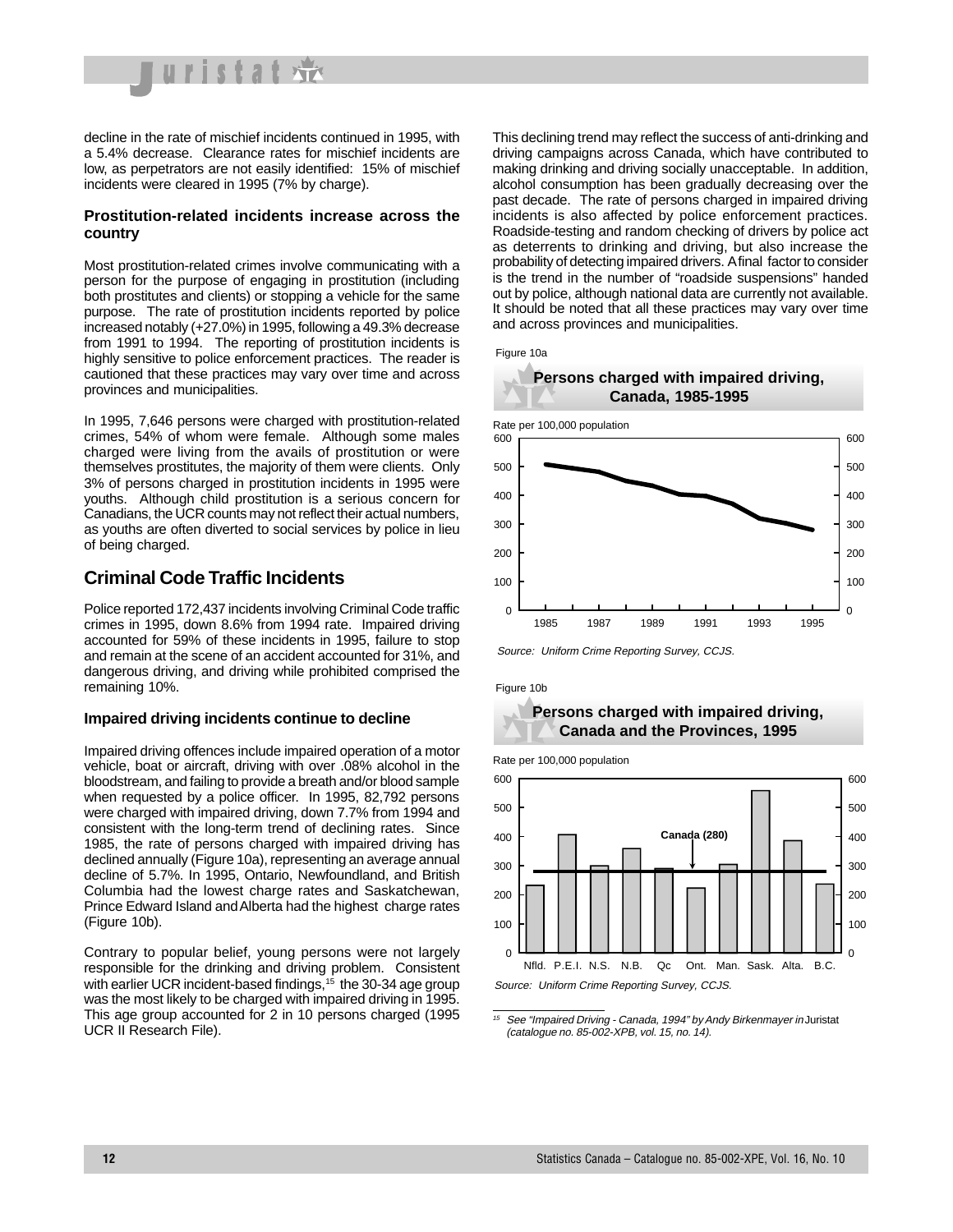decline in the rate of mischief incidents continued in 1995, with a 5.4% decrease. Clearance rates for mischief incidents are low, as perpetrators are not easily identified: 15% of mischief incidents were cleared in 1995 (7% by charge).

### Prostitution-related incidents increase across the country

Most prostitution-related crimes involve communicating with a person for the purpose of engaging in prostitution (including both prostitutes and clients) or stopping a vehicle for the same purpose. The rate of prostitution incidents reported by police increased notably (+27.0%) in 1995, following a 49.3% decrease from 1991 to 1994. The reporting of prostitution incidents is highly sensitive to police enforcement practices. The reader is cautioned that these practices may vary over time and across provinces and municipalities.

In 1995, 7,646 persons were charged with prostitution-related crimes, 54% of whom were female. Although some males charged were living from the avails of prostitution or were themselves prostitutes, the majority of them were clients. Only 3% of persons charged in prostitution incidents in 1995 were youths. Although child prostitution is a serious concern for Canadians, the UCR counts may not reflect their actual numbers, as youths are often diverted to social services by police in lieu of being charged.

## Criminal Code Traffic Incidents

Police reported 172,437 incidents involving Criminal Code traffic crimes in 1995, down 8.6% from 1994 rate. Impaired driving accounted for 59% of these incidents in 1995, failure to stop and remain at the scene of an accident accounted for 31%, and dangerous driving, and driving while prohibited comprised the remaining 10%.

### Impaired driving incidents continue to decline

Impaired driving offences include impaired operation of a motor vehicle, boat or aircraft, driving with over .08% alcohol in the bloodstream, and failing to provide a breath and/or blood sample when requested by a police officer. In 1995, 82,792 persons were charged with impaired driving, down 7.7% from 1994 and consistent with the long-term trend of declining rates. Since 1985, the rate of persons charged with impaired driving has declined annually (Figure 10a), representing an average annual decline of 5.7%. In 1995, Ontario, Newfoundland, and British Columbia had the lowest charge rates and Saskatchewan, Prince Edward Island and Alberta had the highest charge rates (Figure 10b).

Contrary to popular belief, young persons were not largely responsible for the drinking and driving problem. Consistent with earlier UCR incident-based findings,[15] the 30-34 age group was the most likely to be charged with impaired driving in 1995. This age group accounted for 2 in 10 persons charged (1995 UCR II Research File).

This declining trend may reflect the success of anti-drinking and driving campaigns across Canada, which have contributed to making drinking and driving socially unacceptable. In addition, alcohol consumption has been gradually decreasing over the past decade. The rate of persons charged in impaired driving incidents is also affected by police enforcement practices. Roadside-testing and random checking of drivers by police act as deterrents to drinking and driving, but also increase the probability of detecting impaired drivers. A final factor to consider is the trend in the number of "roadside suspensions" handed out by police, although national data are currently not available. It should be noted that all these practices may vary over time and across provinces and municipalities.

Figure 10a

**Persons charged with impaired driving, Canada, 1985-1995**

Rate per 100,000 population

*Source: Uniform Crime Reporting Survey, CCJS.*

Figure 10b

**Persons charged with impaired driving, Canada and the Provinces, 1995**

Rate per 100,000 population

Canada (280)

*Source: Uniform Crime Reporting Survey, CCJS.*

---

[15] *See "Impaired Driving - Canada, 1994" by Andy Birkenmayer in* Juristat *(catalogue no. 85-002-XPB, vol. 15, no. 14).*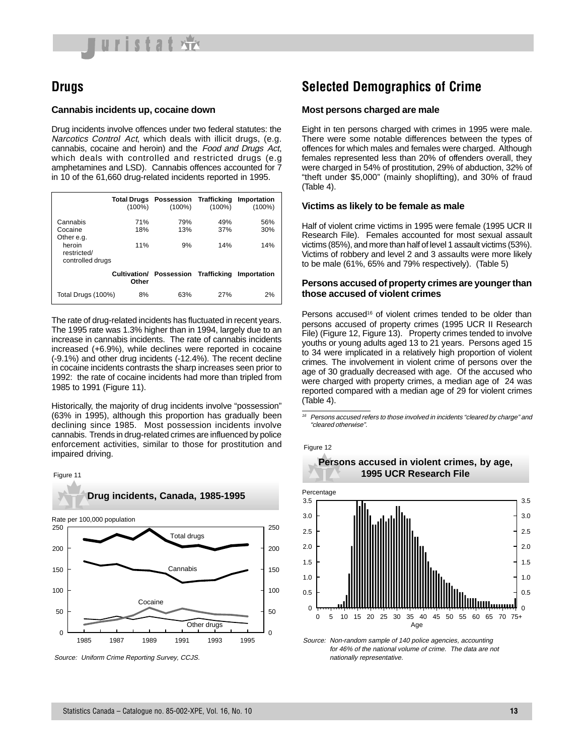## Drugs

### Cannabis incidents up, cocaine down

Drug incidents involve offences under two federal statutes: the *Narcotics Control Act*, which deals with illicit drugs, (e.g. cannabis, cocaine and heroin) and the *Food and Drugs Act*, which deals with controlled and restricted drugs (e.g amphetamines and LSD). Cannabis offences accounted for 7 in 10 of the 61,660 drug-related incidents reported in 1995.

| | Total Drugs (100%) | Possession (100%) | Trafficking (100%) | Importation (100%) |
|---|---|---|---|---|
| Cannabis | 71% | 79% | 49% | 56% |
| Cocaine | 18% | 13% | 37% | 30% |
| Other e.g. heroin restricted/ controlled drugs | 11% | 9% | 14% | 14% |
| | **Cultivation/ Other** | **Possession** | **Trafficking** | **Importation** |
| Total Drugs (100%) | 8% | 63% | 27% | 2% |

The rate of drug-related incidents has fluctuated in recent years. The 1995 rate was 1.3% higher than in 1994, largely due to an increase in cannabis incidents. The rate of cannabis incidents increased (+6.9%), while declines were reported in cocaine (-9.1%) and other drug incidents (-12.4%). The recent decline in cocaine incidents contrasts the sharp increases seen prior to 1992: the rate of cocaine incidents had more than tripled from 1985 to 1991 (Figure 11).

Historically, the majority of drug incidents involve "possession" (63% in 1995), although this proportion has gradually been declining since 1985. Most possession incidents involve cannabis. Trends in drug-related crimes are influenced by police enforcement activities, similar to those for prostitution and impaired driving.

Figure 11

**Drug incidents, Canada, 1985-1995**

Source: Uniform Crime Reporting Survey, CCJS.

## Selected Demographics of Crime

### Most persons charged are male

Eight in ten persons charged with crimes in 1995 were male. There were some notable differences between the types of offences for which males and females were charged. Although females represented less than 20% of offenders overall, they were charged in 54% of prostitution, 29% of abduction, 32% of "theft under $5,000" (mainly shoplifting), and 30% of fraud (Table 4).

### Victims as likely to be female as male

Half of violent crime victims in 1995 were female (1995 UCR II Research File). Females accounted for most sexual assault victims (85%), and more than half of level 1 assault victims (53%). Victims of robbery and level 2 and 3 assaults were more likely to be male (61%, 65% and 79% respectively). (Table 5)

### Persons accused of property crimes are younger than those accused of violent crimes

Persons accused[16] of violent crimes tended to be older than persons accused of property crimes (1995 UCR II Research File) (Figure 12, Figure 13). Property crimes tended to involve youths or young adults aged 13 to 21 years. Persons aged 15 to 34 were implicated in a relatively high proportion of violent crimes. The involvement in violent crime of persons over the age of 30 gradually decreased with age. Of the accused who were charged with property crimes, a median age of 24 was reported compared with a median age of 29 for violent crimes (Table 4).

[16] *Persons accused refers to those involved in incidents "cleared by charge" and "cleared otherwise".*

Figure 12

**Persons accused in violent crimes, by age, 1995 UCR Research File**

Source: *Non-random sample of 140 police agencies, accounting for 46% of the national volume of crime. The data are not nationally representative.*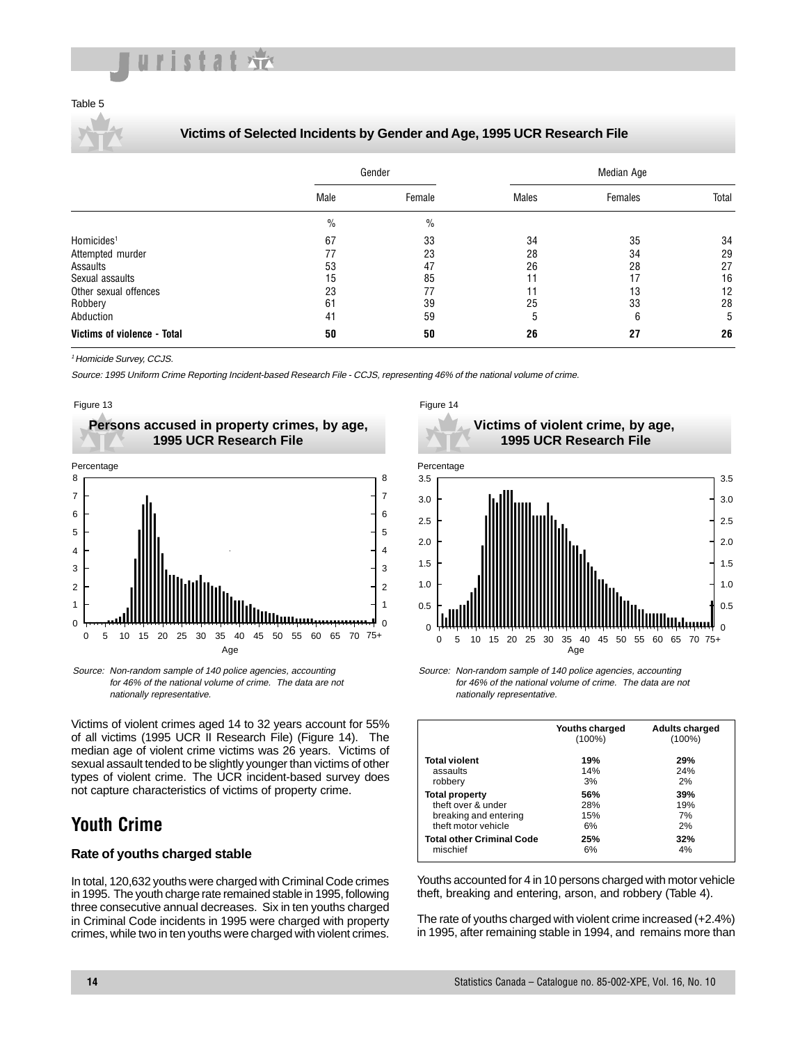Table 5

**Victims of Selected Incidents by Gender and Age, 1995 UCR Research File**

| | Gender | | Median Age | | |
|---|---|---|---|---|---|
| | Male | Female | Males | Females | Total |
| | % | % | | | |
| Homicides[1] | 67 | 33 | 34 | 35 | 34 |
| Attempted murder | 77 | 23 | 28 | 34 | 29 |
| Assaults | 53 | 47 | 26 | 28 | 27 |
| Sexual assaults | 15 | 85 | 11 | 17 | 16 |
| Other sexual offences | 23 | 77 | 11 | 13 | 12 |
| Robbery | 61 | 39 | 25 | 33 | 28 |
| Abduction | 41 | 59 | 5 | 6 | 5 |
| **Victims of violence - Total** | **50** | **50** | **26** | **27** | **26** |

[1] *Homicide Survey, CCJS.*

*Source: 1995 Uniform Crime Reporting Incident-based Research File - CCJS, representing 46% of the national volume of crime.*

Figure 13

**Persons accused in property crimes, by age, 1995 UCR Research File**

*Source: Non-random sample of 140 police agencies, accounting for 46% of the national volume of crime. The data are not nationally representative.*

Figure 14

**Victims of violent crime, by age, 1995 UCR Research File**

*Source: Non-random sample of 140 police agencies, accounting for 46% of the national volume of crime. The data are not nationally representative.*

Victims of violent crimes aged 14 to 32 years account for 55% of all victims (1995 UCR II Research File) (Figure 14). The median age of violent crime victims was 26 years. Victims of sexual assault tended to be slightly younger than victims of other types of violent crime. The UCR incident-based survey does not capture characteristics of victims of property crime.

## Youth Crime

### Rate of youths charged stable

In total, 120,632 youths were charged with Criminal Code crimes in 1995. The youth charge rate remained stable in 1995, following three consecutive annual decreases. Six in ten youths charged in Criminal Code incidents in 1995 were charged with property crimes, while two in ten youths were charged with violent crimes.

| | Youths charged (100%) | Adults charged (100%) |
|---|---|---|
| **Total violent** | **19%** | **29%** |
| assaults | 14% | 24% |
| robbery | 3% | 2% |
| **Total property** | **56%** | **39%** |
| theft over & under | 28% | 19% |
| breaking and entering | 15% | 7% |
| theft motor vehicle | 6% | 2% |
| **Total other Criminal Code** | **25%** | **32%** |
| mischief | 6% | 4% |

Youths accounted for 4 in 10 persons charged with motor vehicle theft, breaking and entering, arson, and robbery (Table 4).

The rate of youths charged with violent crime increased (+2.4%) in 1995, after remaining stable in 1994, and remains more than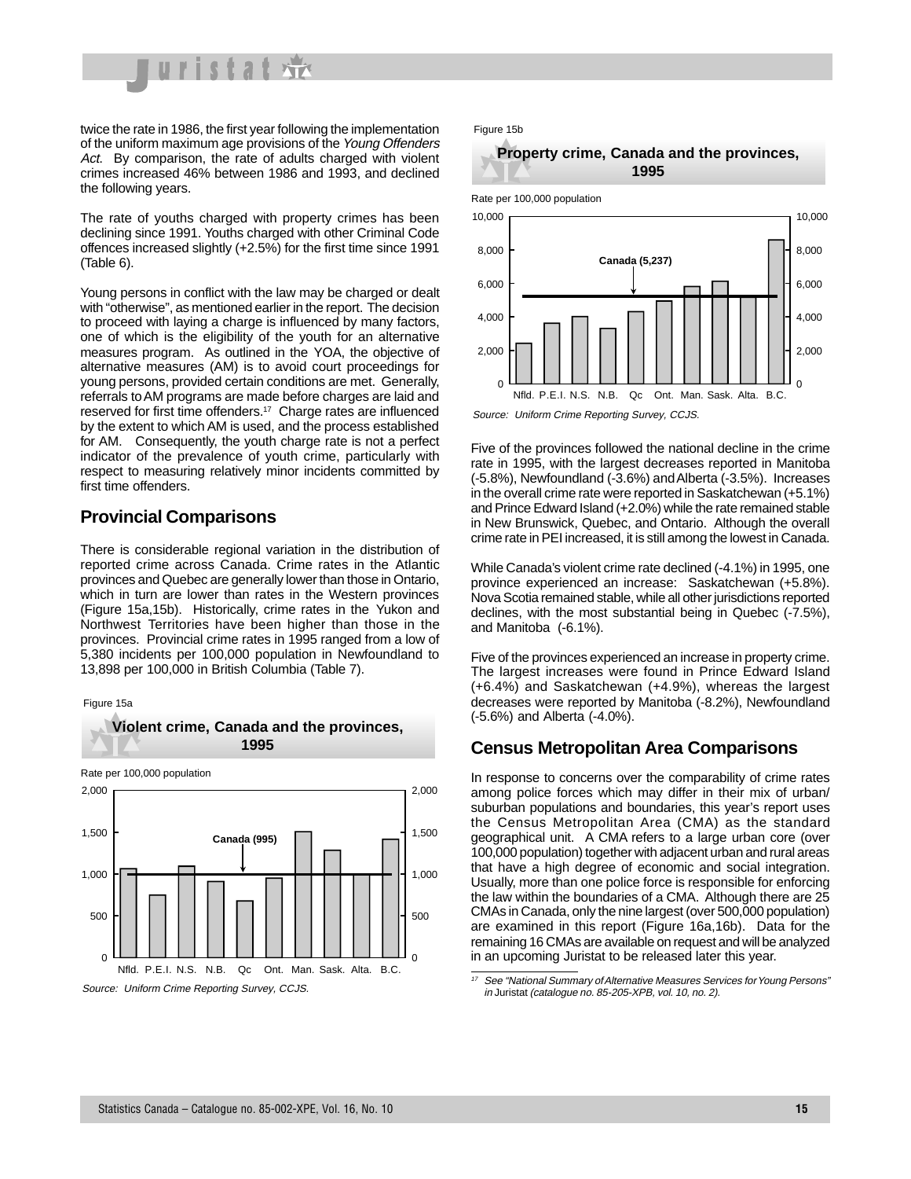twice the rate in 1986, the first year following the implementation of the uniform maximum age provisions of the *Young Offenders Act*. By comparison, the rate of adults charged with violent crimes increased 46% between 1986 and 1993, and declined the following years.

The rate of youths charged with property crimes has been declining since 1991. Youths charged with other Criminal Code offences increased slightly (+2.5%) for the first time since 1991 (Table 6).

Young persons in conflict with the law may be charged or dealt with "otherwise", as mentioned earlier in the report. The decision to proceed with laying a charge is influenced by many factors, one of which is the eligibility of the youth for an alternative measures program. As outlined in the YOA, the objective of alternative measures (AM) is to avoid court proceedings for young persons, provided certain conditions are met. Generally, referrals to AM programs are made before charges are laid and reserved for first time offenders.[17] Charge rates are influenced by the extent to which AM is used, and the process established for AM. Consequently, the youth charge rate is not a perfect indicator of the prevalence of youth crime, particularly with respect to measuring relatively minor incidents committed by first time offenders.

## Provincial Comparisons

There is considerable regional variation in the distribution of reported crime across Canada. Crime rates in the Atlantic provinces and Quebec are generally lower than those in Ontario, which in turn are lower than rates in the Western provinces (Figure 15a,15b). Historically, crime rates in the Yukon and Northwest Territories have been higher than those in the provinces. Provincial crime rates in 1995 ranged from a low of 5,380 incidents per 100,000 population in Newfoundland to 13,898 per 100,000 in British Columbia (Table 7).

Figure 15a

**Violent crime, Canada and the provinces, 1995**

Rate per 100,000 population

Canada (995)

Nfld. P.E.I. N.S. N.B. Qc Ont. Man. Sask. Alta. B.C.

*Source: Uniform Crime Reporting Survey, CCJS.*

Figure 15b

**Property crime, Canada and the provinces, 1995**

Rate per 100,000 population

Canada (5,237)

Nfld. P.E.I. N.S. N.B. Qc Ont. Man. Sask. Alta. B.C.

*Source: Uniform Crime Reporting Survey, CCJS.*

Five of the provinces followed the national decline in the crime rate in 1995, with the largest decreases reported in Manitoba (-5.8%), Newfoundland (-3.6%) and Alberta (-3.5%). Increases in the overall crime rate were reported in Saskatchewan (+5.1%) and Prince Edward Island (+2.0%) while the rate remained stable in New Brunswick, Quebec, and Ontario. Although the overall crime rate in PEI increased, it is still among the lowest in Canada.

While Canada's violent crime rate declined (-4.1%) in 1995, one province experienced an increase: Saskatchewan (+5.8%). Nova Scotia remained stable, while all other jurisdictions reported declines, with the most substantial being in Quebec (-7.5%), and Manitoba (-6.1%).

Five of the provinces experienced an increase in property crime. The largest increases were found in Prince Edward Island (+6.4%) and Saskatchewan (+4.9%), whereas the largest decreases were reported by Manitoba (-8.2%), Newfoundland (-5.6%) and Alberta (-4.0%).

## Census Metropolitan Area Comparisons

In response to concerns over the comparability of crime rates among police forces which may differ in their mix of urban/suburban populations and boundaries, this year's report uses the Census Metropolitan Area (CMA) as the standard geographical unit. A CMA refers to a large urban core (over 100,000 population) together with adjacent urban and rural areas that have a high degree of economic and social integration. Usually, more than one police force is responsible for enforcing the law within the boundaries of a CMA. Although there are 25 CMAs in Canada, only the nine largest (over 500,000 population) are examined in this report (Figure 16a,16b). Data for the remaining 16 CMAs are available on request and will be analyzed in an upcoming Juristat to be released later this year.

---

[17] *See "National Summary of Alternative Measures Services for Young Persons" in* Juristat *(catalogue no. 85-205-XPB, vol. 10, no. 2).*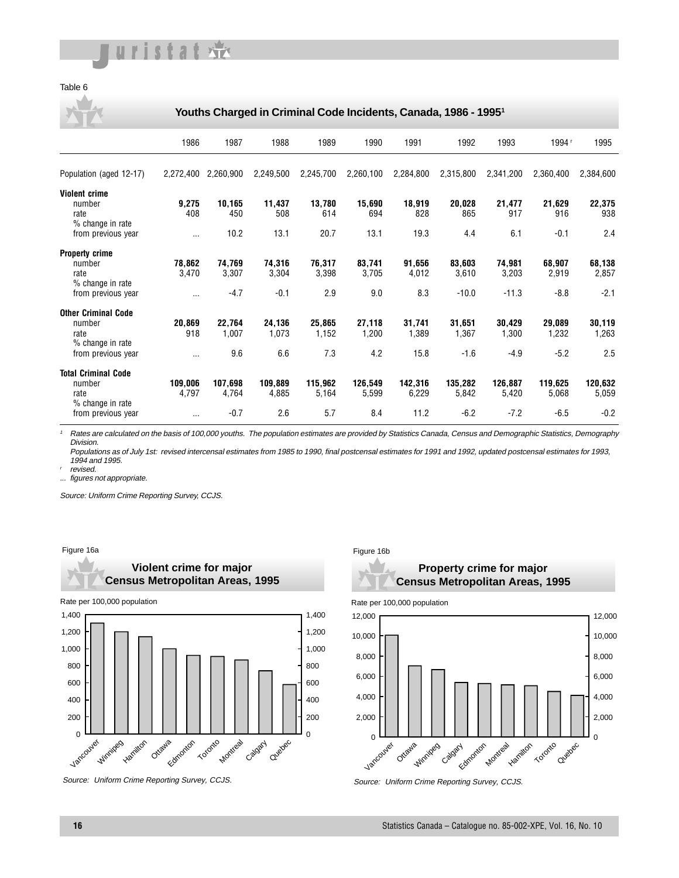Table 6

## Youths Charged in Criminal Code Incidents, Canada, 1986 - 1995[1]

| | 1986 | 1987 | 1988 | 1989 | 1990 | 1991 | 1992 | 1993 | 1994 r | 1995 |
|---|---|---|---|---|---|---|---|---|---|---|
| Population (aged 12-17) | 2,272,400 | 2,260,900 | 2,249,500 | 2,245,700 | 2,260,100 | 2,284,800 | 2,315,800 | 2,341,200 | 2,360,400 | 2,384,600 |
| **Violent crime** | | | | | | | | | | |
| number | **9,275** | **10,165** | **11,437** | **13,780** | **15,690** | **18,919** | **20,028** | **21,477** | **21,629** | **22,375** |
| rate | 408 | 450 | 508 | 614 | 694 | 828 | 865 | 917 | 916 | 938 |
| % change in rate from previous year | ... | 10.2 | 13.1 | 20.7 | 13.1 | 19.3 | 4.4 | 6.1 | -0.1 | 2.4 |
| **Property crime** | | | | | | | | | | |
| number | **78,862** | **74,769** | **74,316** | **76,317** | **83,741** | **91,656** | **83,603** | **74,981** | **68,907** | **68,138** |
| rate | 3,470 | 3,307 | 3,304 | 3,398 | 3,705 | 4,012 | 3,610 | 3,203 | 2,919 | 2,857 |
| % change in rate from previous year | ... | -4.7 | -0.1 | 2.9 | 9.0 | 8.3 | -10.0 | -11.3 | -8.8 | -2.1 |
| **Other Criminal Code** | | | | | | | | | | |
| number | **20,869** | **22,764** | **24,136** | **25,865** | **27,118** | **31,741** | **31,651** | **30,429** | **29,089** | **30,119** |
| rate | 918 | 1,007 | 1,073 | 1,152 | 1,200 | 1,389 | 1,367 | 1,300 | 1,232 | 1,263 |
| % change in rate from previous year | ... | 9.6 | 6.6 | 7.3 | 4.2 | 15.8 | -1.6 | -4.9 | -5.2 | 2.5 |
| **Total Criminal Code** | | | | | | | | | | |
| number | **109,006** | **107,698** | **109,889** | **115,962** | **126,549** | **142,316** | **135,282** | **126,887** | **119,625** | **120,632** |
| rate | 4,797 | 4,764 | 4,885 | 5,164 | 5,599 | 6,229 | 5,842 | 5,420 | 5,068 | 5,059 |
| % change in rate from previous year | ... | -0.7 | 2.6 | 5.7 | 8.4 | 11.2 | -6.2 | -7.2 | -6.5 | -0.2 |

*[1] Rates are calculated on the basis of 100,000 youths. The population estimates are provided by Statistics Canada, Census and Demographic Statistics, Demography Division.*
*Populations as of July 1st: revised intercensal estimates from 1985 to 1990, final postcensal estimates for 1991 and 1992, updated postcensal estimates for 1993, 1994 and 1995.*
*r revised.*
*... figures not appropriate.*

*Source: Uniform Crime Reporting Survey, CCJS.*

Figure 16a

### Violent crime for major Census Metropolitan Areas, 1995

Rate per 100,000 population

Vancouver, Winnipeg, Hamilton, Ottawa, Edmonton, Toronto, Montreal, Calgary, Quebec

*Source: Uniform Crime Reporting Survey, CCJS.*

Figure 16b

### Property crime for major Census Metropolitan Areas, 1995

Rate per 100,000 population

Vancouver, Ottawa, Winnipeg, Calgary, Edmonton, Montreal, Hamilton, Toronto, Quebec

*Source: Uniform Crime Reporting Survey, CCJS.*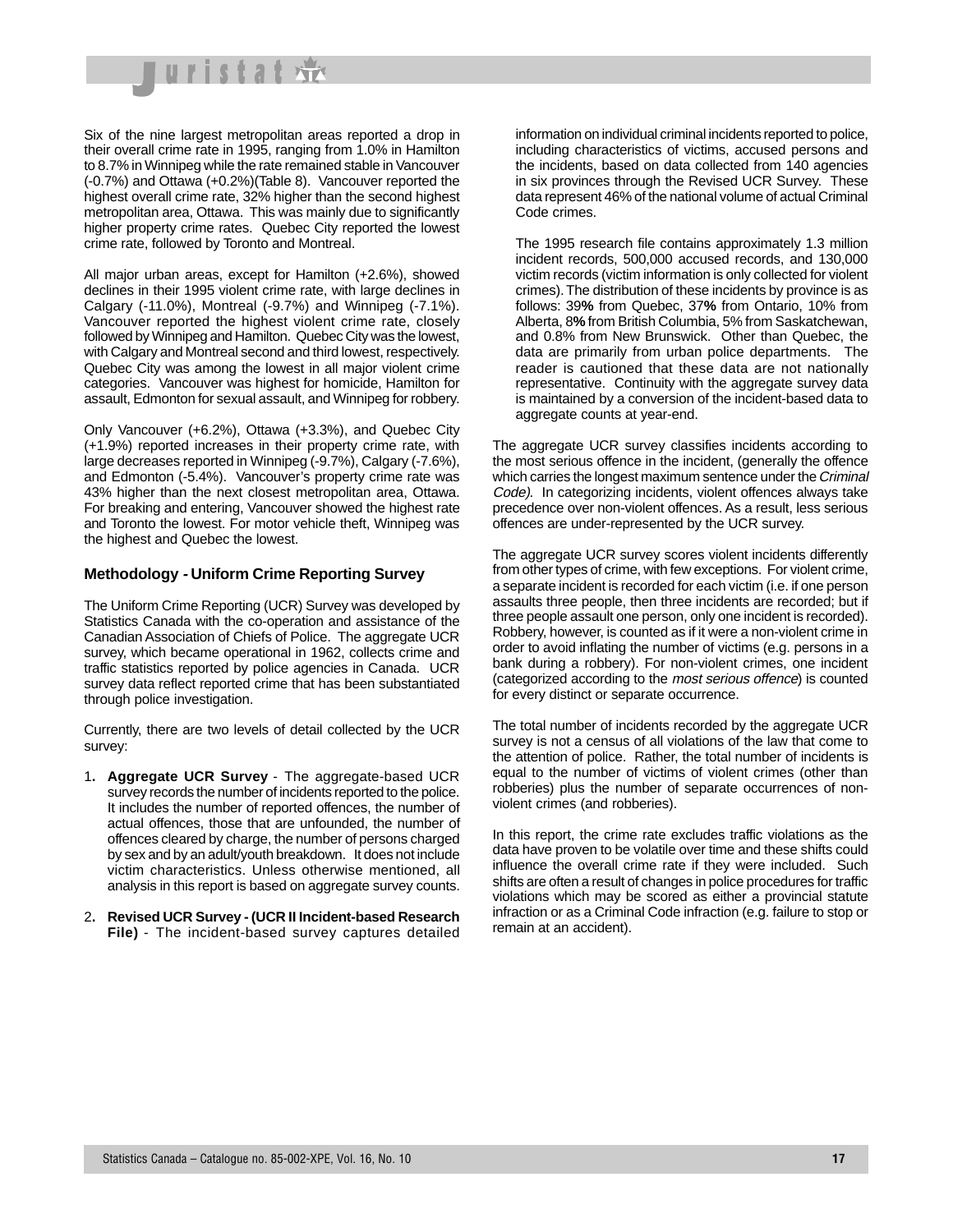Six of the nine largest metropolitan areas reported a drop in their overall crime rate in 1995, ranging from 1.0% in Hamilton to 8.7% in Winnipeg while the rate remained stable in Vancouver (-0.7%) and Ottawa (+0.2%)(Table 8). Vancouver reported the highest overall crime rate, 32% higher than the second highest metropolitan area, Ottawa. This was mainly due to significantly higher property crime rates. Quebec City reported the lowest crime rate, followed by Toronto and Montreal.

All major urban areas, except for Hamilton (+2.6%), showed declines in their 1995 violent crime rate, with large declines in Calgary (-11.0%), Montreal (-9.7%) and Winnipeg (-7.1%). Vancouver reported the highest violent crime rate, closely followed by Winnipeg and Hamilton. Quebec City was the lowest, with Calgary and Montreal second and third lowest, respectively. Quebec City was among the lowest in all major violent crime categories. Vancouver was highest for homicide, Hamilton for assault, Edmonton for sexual assault, and Winnipeg for robbery.

Only Vancouver (+6.2%), Ottawa (+3.3%), and Quebec City (+1.9%) reported increases in their property crime rate, with large decreases reported in Winnipeg (-9.7%), Calgary (-7.6%), and Edmonton (-5.4%). Vancouver's property crime rate was 43% higher than the next closest metropolitan area, Ottawa. For breaking and entering, Vancouver showed the highest rate and Toronto the lowest. For motor vehicle theft, Winnipeg was the highest and Quebec the lowest.

### Methodology - Uniform Crime Reporting Survey

The Uniform Crime Reporting (UCR) Survey was developed by Statistics Canada with the co-operation and assistance of the Canadian Association of Chiefs of Police. The aggregate UCR survey, which became operational in 1962, collects crime and traffic statistics reported by police agencies in Canada. UCR survey data reflect reported crime that has been substantiated through police investigation.

Currently, there are two levels of detail collected by the UCR survey:

1. **Aggregate UCR Survey** - The aggregate-based UCR survey records the number of incidents reported to the police. It includes the number of reported offences, the number of actual offences, those that are unfounded, the number of offences cleared by charge, the number of persons charged by sex and by an adult/youth breakdown. It does not include victim characteristics. Unless otherwise mentioned, all analysis in this report is based on aggregate survey counts.

2. **Revised UCR Survey - (UCR II Incident-based Research File)** - The incident-based survey captures detailed information on individual criminal incidents reported to police, including characteristics of victims, accused persons and the incidents, based on data collected from 140 agencies in six provinces through the Revised UCR Survey. These data represent 46% of the national volume of actual Criminal Code crimes.

   The 1995 research file contains approximately 1.3 million incident records, 500,000 accused records, and 130,000 victim records (victim information is only collected for violent crimes). The distribution of these incidents by province is as follows: 39% from Quebec, 37% from Ontario, 10% from Alberta, 8% from British Columbia, 5% from Saskatchewan, and 0.8% from New Brunswick. Other than Quebec, the data are primarily from urban police departments. The reader is cautioned that these data are not nationally representative. Continuity with the aggregate survey data is maintained by a conversion of the incident-based data to aggregate counts at year-end.

The aggregate UCR survey classifies incidents according to the most serious offence in the incident, (generally the offence which carries the longest maximum sentence under the *Criminal Code).* In categorizing incidents, violent offences always take precedence over non-violent offences. As a result, less serious offences are under-represented by the UCR survey.

The aggregate UCR survey scores violent incidents differently from other types of crime, with few exceptions. For violent crime, a separate incident is recorded for each victim (i.e. if one person assaults three people, then three incidents are recorded; but if three people assault one person, only one incident is recorded). Robbery, however, is counted as if it were a non-violent crime in order to avoid inflating the number of victims (e.g. persons in a bank during a robbery). For non-violent crimes, one incident (categorized according to the *most serious offence*) is counted for every distinct or separate occurrence.

The total number of incidents recorded by the aggregate UCR survey is not a census of all violations of the law that come to the attention of police. Rather, the total number of incidents is equal to the number of victims of violent crimes (other than robberies) plus the number of separate occurrences of non-violent crimes (and robberies).

In this report, the crime rate excludes traffic violations as the data have proven to be volatile over time and these shifts could influence the overall crime rate if they were included. Such shifts are often a result of changes in police procedures for traffic violations which may be scored as either a provincial statute infraction or as a Criminal Code infraction (e.g. failure to stop or remain at an accident).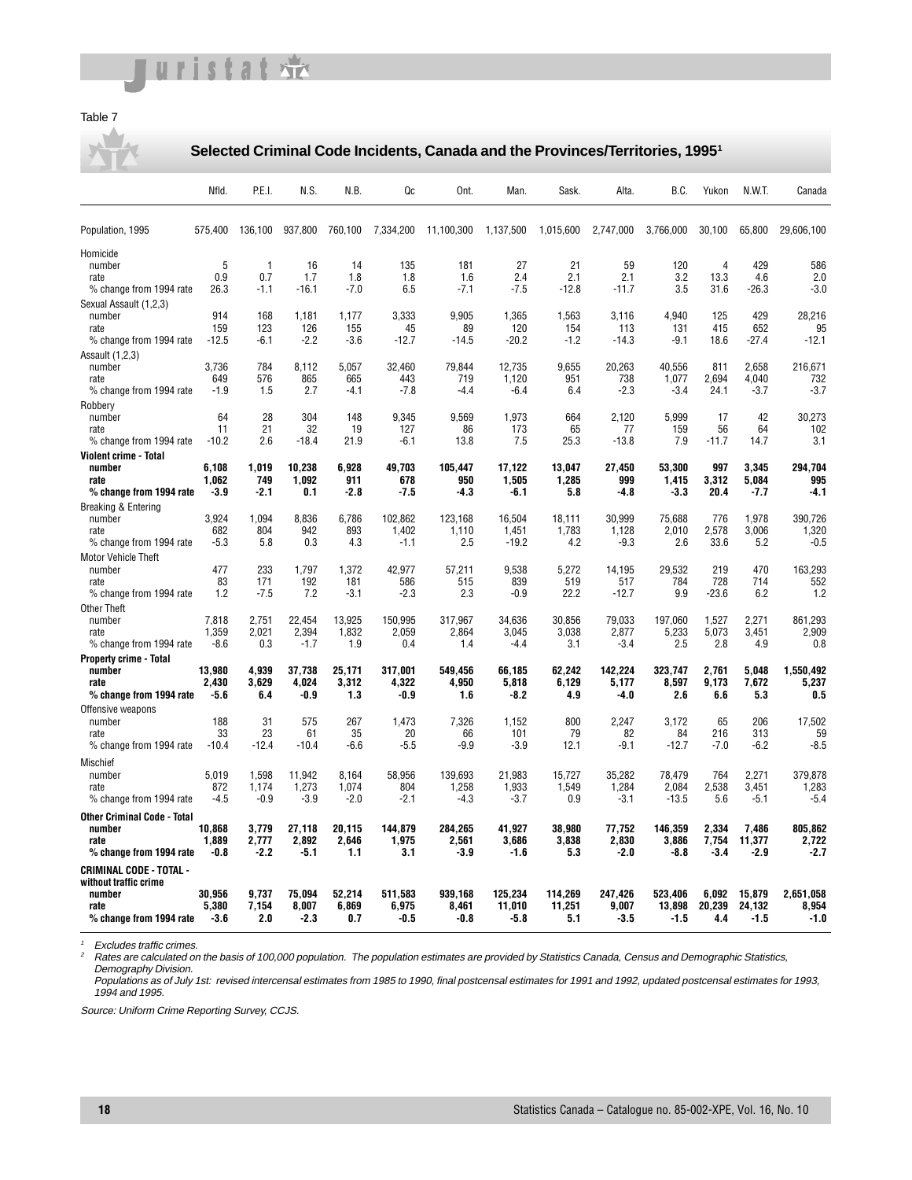Table 7

## Selected Criminal Code Incidents, Canada and the Provinces/Territories, 1995[1]

| | Nfld. | P.E.I. | N.S. | N.B. | Qc | Ont. | Man. | Sask. | Alta. | B.C. | Yukon | N.W.T. | Canada |
|---|---|---|---|---|---|---|---|---|---|---|---|---|---|
| Population, 1995 | 575,400 | 136,100 | 937,800 | 760,100 | 7,334,200 | 11,100,300 | 1,137,500 | 1,015,600 | 2,747,000 | 3,766,000 | 30,100 | 65,800 | 29,606,100 |
| Homicide | | | | | | | | | | | | | |
| number | 5 | 1 | 16 | 14 | 135 | 181 | 27 | 21 | 59 | 120 | 4 | 429 | 586 |
| rate | 0.9 | 0.7 | 1.7 | 1.8 | 1.8 | 1.6 | 2.4 | 2.1 | 2.1 | 3.2 | 13.3 | 4.6 | 2.0 |
| % change from 1994 rate | 26.3 | -1.1 | -16.1 | -7.0 | 6.5 | -7.1 | -7.5 | -12.8 | -11.7 | 3.5 | 31.6 | -26.3 | -3.0 |
| Sexual Assault (1,2,3) | | | | | | | | | | | | | |
| number | 914 | 168 | 1,181 | 1,177 | 3,333 | 9,905 | 1,365 | 1,563 | 3,116 | 4,940 | 125 | 429 | 28,216 |
| rate | 159 | 123 | 126 | 155 | 45 | 89 | 120 | 154 | 113 | 131 | 415 | 652 | 95 |
| % change from 1994 rate | -12.5 | -6.1 | -2.2 | -3.6 | -12.7 | -14.5 | -20.2 | -1.2 | -14.3 | -9.1 | 18.6 | -27.4 | -12.1 |
| Assault (1,2,3) | | | | | | | | | | | | | |
| number | 3,736 | 784 | 8,112 | 5,057 | 32,460 | 79,844 | 12,735 | 9,655 | 20,263 | 40,556 | 811 | 2,658 | 216,671 |
| rate | 649 | 576 | 865 | 665 | 443 | 719 | 1,120 | 951 | 738 | 1,077 | 2,694 | 4,040 | 732 |
| % change from 1994 rate | -1.9 | 1.5 | 2.7 | -4.1 | -7.8 | -4.4 | -6.4 | 6.4 | -2.3 | -3.4 | 24.1 | -3.7 | -3.7 |
| Robbery | | | | | | | | | | | | | |
| number | 64 | 28 | 304 | 148 | 9,345 | 9,569 | 1,973 | 664 | 2,120 | 5,999 | 17 | 42 | 30,273 |
| rate | 11 | 21 | 32 | 19 | 127 | 86 | 173 | 65 | 77 | 159 | 56 | 64 | 102 |
| % change from 1994 rate | -10.2 | 2.6 | -18.4 | 21.9 | -6.1 | 13.8 | 7.5 | 25.3 | -13.8 | 7.9 | -11.7 | 14.7 | 3.1 |
| **Violent crime - Total** | | | | | | | | | | | | | |
| **number** | **6,108** | **1,019** | **10,238** | **6,928** | **49,703** | **105,447** | **17,122** | **13,047** | **27,450** | **53,300** | **997** | **3,345** | **294,704** |
| **rate** | **1,062** | **749** | **1,092** | **911** | **678** | **950** | **1,505** | **1,285** | **999** | **1,415** | **3,312** | **5,084** | **995** |
| **% change from 1994 rate** | **-3.9** | **-2.1** | **0.1** | **-2.8** | **-7.5** | **-4.3** | **-6.1** | **5.8** | **-4.8** | **-3.3** | **20.4** | **-7.7** | **-4.1** |
| Breaking & Entering | | | | | | | | | | | | | |
| number | 3,924 | 1,094 | 8,836 | 6,786 | 102,862 | 123,168 | 16,504 | 18,111 | 30,999 | 75,688 | 776 | 1,978 | 390,726 |
| rate | 682 | 804 | 942 | 893 | 1,402 | 1,110 | 1,451 | 1,783 | 1,128 | 2,010 | 2,578 | 3,006 | 1,320 |
| % change from 1994 rate | -5.3 | 5.8 | 0.3 | 4.3 | -1.1 | 2.5 | -19.2 | 4.2 | -9.3 | 2.6 | 33.6 | 5.2 | -0.5 |
| Motor Vehicle Theft | | | | | | | | | | | | | |
| number | 477 | 233 | 1,797 | 1,372 | 42,977 | 57,211 | 9,538 | 5,272 | 14,195 | 29,532 | 219 | 470 | 163,293 |
| rate | 83 | 171 | 192 | 181 | 586 | 515 | 839 | 519 | 517 | 784 | 728 | 714 | 552 |
| % change from 1994 rate | 1.2 | -7.5 | 7.2 | -3.1 | -2.3 | 2.3 | -0.9 | 22.2 | -12.7 | 9.9 | -23.6 | 6.2 | 1.2 |
| Other Theft | | | | | | | | | | | | | |
| number | 7,818 | 2,751 | 22,454 | 13,925 | 150,995 | 317,967 | 34,636 | 30,856 | 79,033 | 197,060 | 1,527 | 2,271 | 861,293 |
| rate | 1,359 | 2,021 | 2,394 | 1,832 | 2,059 | 2,864 | 3,045 | 3,038 | 2,877 | 5,233 | 5,073 | 3,451 | 2,909 |
| % change from 1994 rate | -8.6 | 0.3 | -1.7 | 1.9 | 0.4 | 1.4 | -4.4 | 3.1 | -3.4 | 2.5 | 2.8 | 4.9 | 0.8 |
| **Property crime - Total** | | | | | | | | | | | | | |
| **number** | **13,980** | **4,939** | **37,738** | **25,171** | **317,001** | **549,456** | **66,185** | **62,242** | **142,224** | **323,747** | **2,761** | **5,048** | **1,550,492** |
| **rate** | **2,430** | **3,629** | **4,024** | **3,312** | **4,322** | **4,950** | **5,818** | **6,129** | **5,177** | **8,597** | **9,173** | **7,672** | **5,237** |
| **% change from 1994 rate** | **-5.6** | **6.4** | **-0.9** | **1.3** | **-0.9** | **1.6** | **-8.2** | **4.9** | **-4.0** | **2.6** | **6.6** | **5.3** | **0.5** |
| Offensive weapons | | | | | | | | | | | | | |
| number | 188 | 31 | 575 | 267 | 1,473 | 7,326 | 1,152 | 800 | 2,247 | 3,172 | 65 | 206 | 17,502 |
| rate | 33 | 23 | 61 | 35 | 20 | 66 | 101 | 79 | 82 | 84 | 216 | 313 | 59 |
| % change from 1994 rate | -10.4 | -12.4 | -10.4 | -6.6 | -5.5 | -9.9 | -3.9 | 12.1 | -9.1 | -12.7 | -7.0 | -6.2 | -8.5 |
| Mischief | | | | | | | | | | | | | |
| number | 5,019 | 1,598 | 11,942 | 8,164 | 58,956 | 139,693 | 21,983 | 15,727 | 35,282 | 78,479 | 764 | 2,271 | 379,878 |
| rate | 872 | 1,174 | 1,273 | 1,074 | 804 | 1,258 | 1,933 | 1,549 | 1,284 | 2,084 | 2,538 | 3,451 | 1,283 |
| % change from 1994 rate | -4.5 | -0.9 | -3.9 | -2.0 | -2.1 | -4.3 | -3.7 | 0.9 | -3.1 | -13.5 | 5.6 | -5.1 | -5.4 |
| **Other Criminal Code - Total** | | | | | | | | | | | | | |
| **number** | **10,868** | **3,779** | **27,118** | **20,115** | **144,879** | **284,265** | **41,927** | **38,980** | **77,752** | **146,359** | **2,334** | **7,486** | **805,862** |
| **rate** | **1,889** | **2,777** | **2,892** | **2,646** | **1,975** | **2,561** | **3,686** | **3,838** | **2,830** | **3,886** | **7,754** | **11,377** | **2,722** |
| **% change from 1994 rate** | **-0.8** | **-2.2** | **-5.1** | **1.1** | **3.1** | **-3.9** | **-1.6** | **5.3** | **-2.0** | **-8.8** | **-3.4** | **-2.9** | **-2.7** |
| **CRIMINAL CODE - TOTAL - without traffic crime** | | | | | | | | | | | | | |
| **number** | **30,956** | **9,737** | **75,094** | **52,214** | **511,583** | **939,168** | **125,234** | **114,269** | **247,426** | **523,406** | **6,092** | **15,879** | **2,651,058** |
| **rate** | **5,380** | **7,154** | **8,007** | **6,869** | **6,975** | **8,461** | **11,010** | **11,251** | **9,007** | **13,898** | **20,239** | **24,132** | **8,954** |
| **% change from 1994 rate** | **-3.6** | **2.0** | **-2.3** | **0.7** | **-0.5** | **-0.8** | **-5.8** | **5.1** | **-3.5** | **-1.5** | **4.4** | **-1.5** | **-1.0** |

[1] *Excludes traffic crimes.*

[2] *Rates are calculated on the basis of 100,000 population. The population estimates are provided by Statistics Canada, Census and Demographic Statistics, Demography Division.*
*Populations as of July 1st: revised intercensal estimates from 1985 to 1990, final postcensal estimates for 1991 and 1992, updated postcensal estimates for 1993, 1994 and 1995.*

*Source: Uniform Crime Reporting Survey, CCJS.*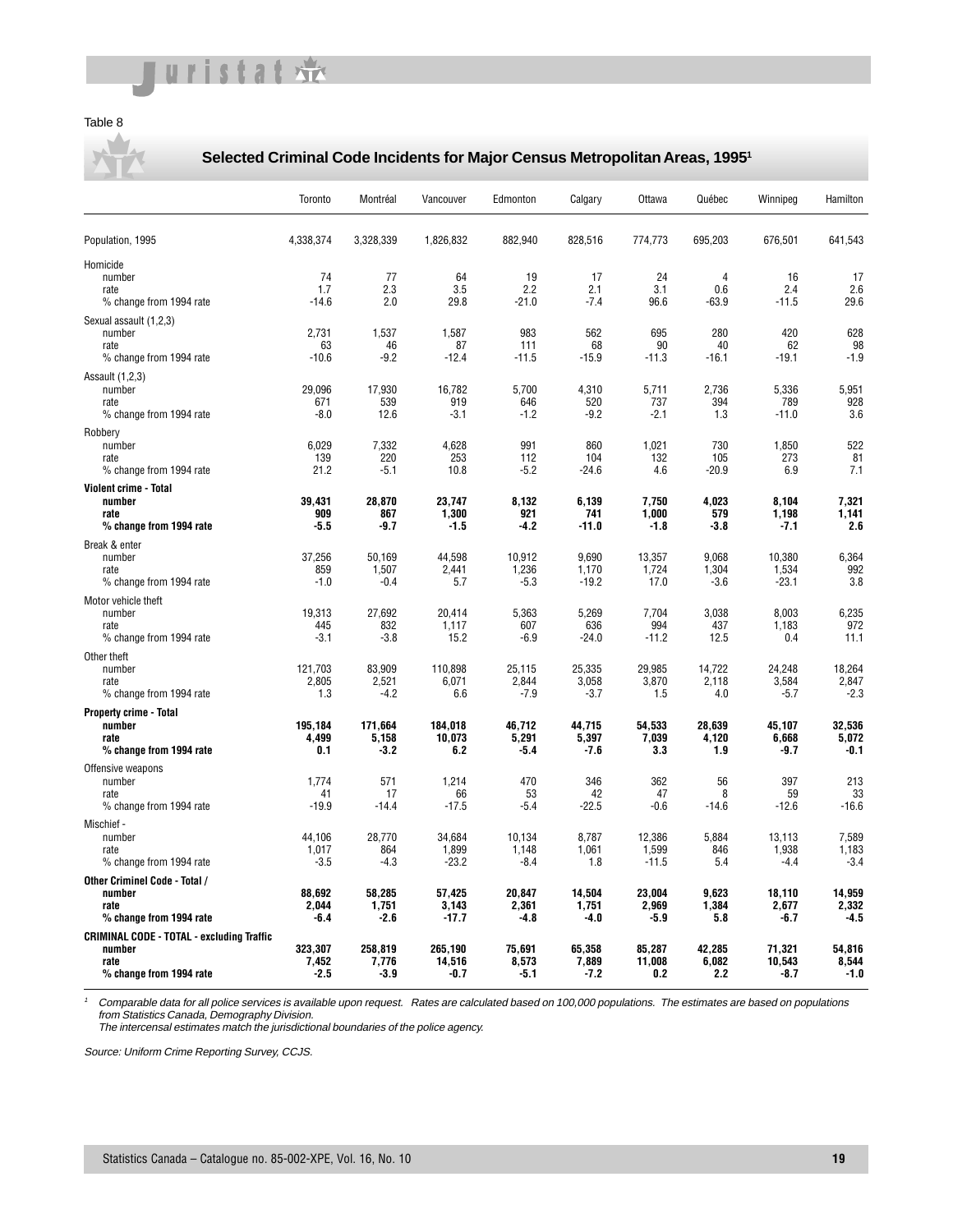Table 8

## Selected Criminal Code Incidents for Major Census Metropolitan Areas, 1995[1]

| | Toronto | Montréal | Vancouver | Edmonton | Calgary | Ottawa | Québec | Winnipeg | Hamilton |
|---|---|---|---|---|---|---|---|---|---|
| Population, 1995 | 4,338,374 | 3,328,339 | 1,826,832 | 882,940 | 828,516 | 774,773 | 695,203 | 676,501 | 641,543 |
| Homicide | | | | | | | | | |
| number | 74 | 77 | 64 | 19 | 17 | 24 | 4 | 16 | 17 |
| rate | 1.7 | 2.3 | 3.5 | 2.2 | 2.1 | 3.1 | 0.6 | 2.4 | 2.6 |
| % change from 1994 rate | -14.6 | 2.0 | 29.8 | -21.0 | -7.4 | 96.6 | -63.9 | -11.5 | 29.6 |
| Sexual assault (1,2,3) | | | | | | | | | |
| number | 2,731 | 1,537 | 1,587 | 983 | 562 | 695 | 280 | 420 | 628 |
| rate | 63 | 46 | 87 | 111 | 68 | 90 | 40 | 62 | 98 |
| % change from 1994 rate | -10.6 | -9.2 | -12.4 | -11.5 | -15.9 | -11.3 | -16.1 | -19.1 | -1.9 |
| Assault (1,2,3) | | | | | | | | | |
| number | 29,096 | 17,930 | 16,782 | 5,700 | 4,310 | 5,711 | 2,736 | 5,336 | 5,951 |
| rate | 671 | 539 | 919 | 646 | 520 | 737 | 394 | 789 | 928 |
| % change from 1994 rate | -8.0 | 12.6 | -3.1 | -1.2 | -9.2 | -2.1 | 1.3 | -11.0 | 3.6 |
| Robbery | | | | | | | | | |
| number | 6,029 | 7,332 | 4,628 | 991 | 860 | 1,021 | 730 | 1,850 | 522 |
| rate | 139 | 220 | 253 | 112 | 104 | 132 | 105 | 273 | 81 |
| % change from 1994 rate | 21.2 | -5.1 | 10.8 | -5.2 | -24.6 | 4.6 | -20.9 | 6.9 | 7.1 |
| **Violent crime - Total** | | | | | | | | | |
| **number** | **39,431** | **28,870** | **23,747** | **8,132** | **6,139** | **7,750** | **4,023** | **8,104** | **7,321** |
| **rate** | **909** | **867** | **1,300** | **921** | **741** | **1,000** | **579** | **1,198** | **1,141** |
| **% change from 1994 rate** | **-5.5** | **-9.7** | **-1.5** | **-4.2** | **-11.0** | **-1.8** | **-3.8** | **-7.1** | **2.6** |
| Break & enter | | | | | | | | | |
| number | 37,256 | 50,169 | 44,598 | 10,912 | 9,690 | 13,357 | 9,068 | 10,380 | 6,364 |
| rate | 859 | 1,507 | 2,441 | 1,236 | 1,170 | 1,724 | 1,304 | 1,534 | 992 |
| % change from 1994 rate | -1.0 | -0.4 | 5.7 | -5.3 | -19.2 | 17.0 | -3.6 | -23.1 | 3.8 |
| Motor vehicle theft | | | | | | | | | |
| number | 19,313 | 27,692 | 20,414 | 5,363 | 5,269 | 7,704 | 3,038 | 8,003 | 6,235 |
| rate | 445 | 832 | 1,117 | 607 | 636 | 994 | 437 | 1,183 | 972 |
| % change from 1994 rate | -3.1 | -3.8 | 15.2 | -6.9 | -24.0 | -11.2 | 12.5 | 0.4 | 11.1 |
| Other theft | | | | | | | | | |
| number | 121,703 | 83,909 | 110,898 | 25,115 | 25,335 | 29,985 | 14,722 | 24,248 | 18,264 |
| rate | 2,805 | 2,521 | 6,071 | 2,844 | 3,058 | 3,870 | 2,118 | 3,584 | 2,847 |
| % change from 1994 rate | 1.3 | -4.2 | 6.6 | -7.9 | -3.7 | 1.5 | 4.0 | -5.7 | -2.3 |
| **Property crime - Total** | | | | | | | | | |
| **number** | **195,184** | **171,664** | **184,018** | **46,712** | **44,715** | **54,533** | **28,639** | **45,107** | **32,536** |
| **rate** | **4,499** | **5,158** | **10,073** | **5,291** | **5,397** | **7,039** | **4,120** | **6,668** | **5,072** |
| **% change from 1994 rate** | **0.1** | **-3.2** | **6.2** | **-5.4** | **-7.6** | **3.3** | **1.9** | **-9.7** | **-0.1** |
| Offensive weapons | | | | | | | | | |
| number | 1,774 | 571 | 1,214 | 470 | 346 | 362 | 56 | 397 | 213 |
| rate | 41 | 17 | 66 | 53 | 42 | 47 | 8 | 59 | 33 |
| % change from 1994 rate | -19.9 | -14.4 | -17.5 | -5.4 | -22.5 | -0.6 | -14.6 | -12.6 | -16.6 |
| Mischief - | | | | | | | | | |
| number | 44,106 | 28,770 | 34,684 | 10,134 | 8,787 | 12,386 | 5,884 | 13,113 | 7,589 |
| rate | 1,017 | 864 | 1,899 | 1,148 | 1,061 | 1,599 | 846 | 1,938 | 1,183 |
| % change from 1994 rate | -3.5 | -4.3 | -23.2 | -8.4 | 1.8 | -11.5 | 5.4 | -4.4 | -3.4 |
| **Other Criminel Code - Total /** | | | | | | | | | |
| **number** | **88,692** | **58,285** | **57,425** | **20,847** | **14,504** | **23,004** | **9,623** | **18,110** | **14,959** |
| **rate** | **2,044** | **1,751** | **3,143** | **2,361** | **1,751** | **2,969** | **1,384** | **2,677** | **2,332** |
| **% change from 1994 rate** | **-6.4** | **-2.6** | **-17.7** | **-4.8** | **-4.0** | **-5.9** | **5.8** | **-6.7** | **-4.5** |
| **CRIMINAL CODE - TOTAL - excluding Traffic** | | | | | | | | | |
| **number** | **323,307** | **258,819** | **265,190** | **75,691** | **65,358** | **85,287** | **42,285** | **71,321** | **54,816** |
| **rate** | **7,452** | **7,776** | **14,516** | **8,573** | **7,889** | **11,008** | **6,082** | **10,543** | **8,544** |
| **% change from 1994 rate** | **-2.5** | **-3.9** | **-0.7** | **-5.1** | **-7.2** | **0.2** | **2.2** | **-8.7** | **-1.0** |

[1] *Comparable data for all police services is available upon request. Rates are calculated based on 100,000 populations. The estimates are based on populations from Statistics Canada, Demography Division. The intercensal estimates match the jurisdictional boundaries of the police agency.*

*Source: Uniform Crime Reporting Survey, CCJS.*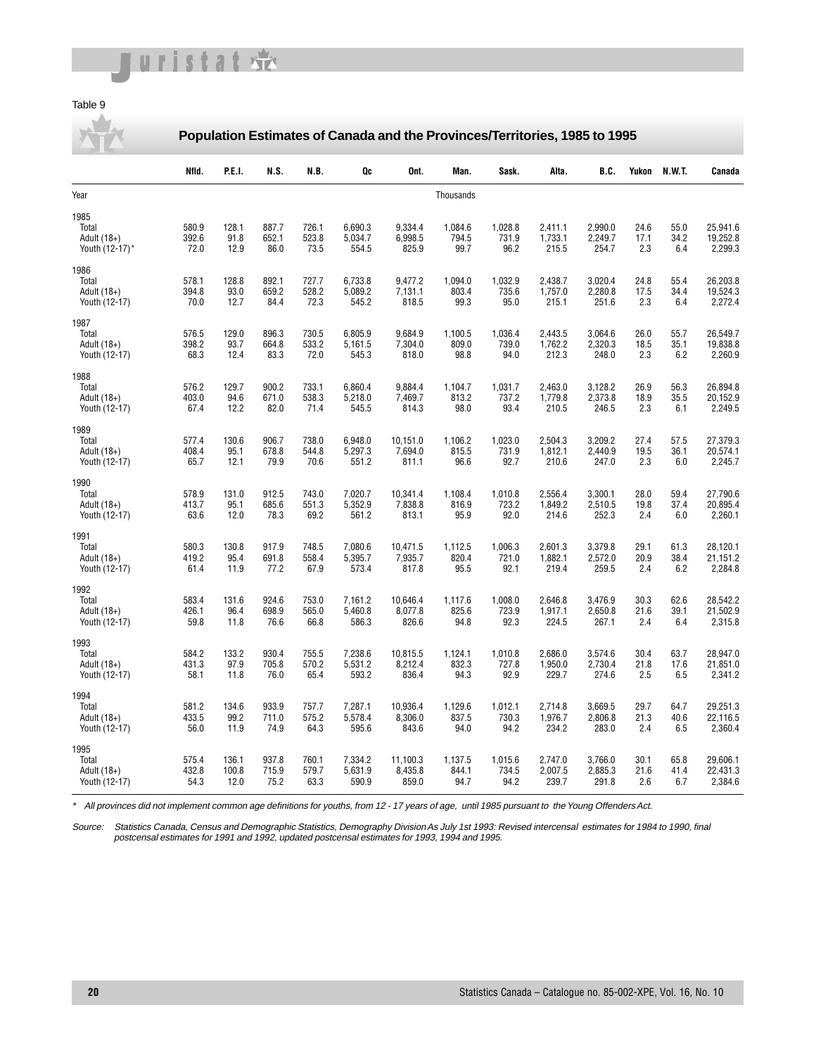Table 9

## Population Estimates of Canada and the Provinces/Territories, 1985 to 1995

| Year | Nfld. | P.E.I. | N.S. | N.B. | Qc | Ont. | Man. | Sask. | Alta. | B.C. | Yukon | N.W.T. | Canada |
|---|---|---|---|---|---|---|---|---|---|---|---|---|---|
| | | | | | | | Thousands | | | | | | |
| **1985** | | | | | | | | | | | | | |
| Total | 580.9 | 128.1 | 887.7 | 726.1 | 6,690.3 | 9,334.4 | 1,084.6 | 1,028.8 | 2,411.1 | 2,990.0 | 24.6 | 55.0 | 25,941.6 |
| Adult (18+) | 392.6 | 91.8 | 652.1 | 523.8 | 5,034.7 | 6,998.5 | 794.5 | 731.9 | 1,733.1 | 2,249.7 | 17.1 | 34.2 | 19,252.8 |
| Youth (12-17)* | 72.0 | 12.9 | 86.0 | 73.5 | 554.5 | 825.9 | 99.7 | 96.2 | 215.5 | 254.7 | 2.3 | 6.4 | 2,299.3 |
| **1986** | | | | | | | | | | | | | |
| Total | 578.1 | 128.8 | 892.1 | 727.7 | 6,733.8 | 9,477.2 | 1,094.0 | 1,032.9 | 2,438.7 | 3,020.4 | 24.8 | 55.4 | 26,203.8 |
| Adult (18+) | 394.8 | 93.0 | 659.2 | 528.2 | 5,089.2 | 7,131.1 | 803.4 | 735.6 | 1,757.0 | 2,280.8 | 17.5 | 34.4 | 19,524.3 |
| Youth (12-17) | 70.0 | 12.7 | 84.4 | 72.3 | 545.2 | 818.5 | 99.3 | 95.0 | 215.1 | 251.6 | 2.3 | 6.4 | 2,272.4 |
| **1987** | | | | | | | | | | | | | |
| Total | 576.5 | 129.0 | 896.3 | 730.5 | 6,805.9 | 9,684.9 | 1,100.5 | 1,036.4 | 2,443.5 | 3,064.6 | 26.0 | 55.7 | 26,549.7 |
| Adult (18+) | 398.2 | 93.7 | 664.8 | 533.2 | 5,161.5 | 7,304.0 | 809.0 | 739.0 | 1,762.2 | 2,320.3 | 18.5 | 35.1 | 19,838.8 |
| Youth (12-17) | 68.3 | 12.4 | 83.3 | 72.0 | 545.3 | 818.0 | 98.8 | 94.0 | 212.3 | 248.0 | 2.3 | 6.2 | 2,260.9 |
| **1988** | | | | | | | | | | | | | |
| Total | 576.2 | 129.7 | 900.2 | 733.1 | 6,860.4 | 9,884.4 | 1,104.7 | 1,031.7 | 2,463.0 | 3,128.2 | 26.9 | 56.3 | 26,894.8 |
| Adult (18+) | 403.0 | 94.6 | 671.0 | 538.3 | 5,218.0 | 7,469.7 | 813.2 | 737.2 | 1,779.8 | 2,373.8 | 18.9 | 35.5 | 20,152.9 |
| Youth (12-17) | 67.4 | 12.2 | 82.0 | 71.4 | 545.5 | 814.3 | 98.0 | 93.4 | 210.5 | 246.5 | 2.3 | 6.1 | 2,249.5 |
| **1989** | | | | | | | | | | | | | |
| Total | 577.4 | 130.6 | 906.7 | 738.0 | 6,948.0 | 10,151.0 | 1,106.2 | 1,023.0 | 2,504.3 | 3,209.2 | 27.4 | 57.5 | 27,379.3 |
| Adult (18+) | 408.4 | 95.1 | 678.8 | 544.8 | 5,297.3 | 7,694.0 | 815.5 | 731.9 | 1,812.1 | 2,440.9 | 19.5 | 36.1 | 20,574.1 |
| Youth (12-17) | 65.7 | 12.1 | 79.9 | 70.6 | 551.2 | 811.1 | 96.6 | 92.7 | 210.6 | 247.0 | 2.3 | 6.0 | 2,245.7 |
| **1990** | | | | | | | | | | | | | |
| Total | 578.9 | 131.0 | 912.5 | 743.0 | 7,020.7 | 10,341.4 | 1,108.4 | 1,010.8 | 2,556.4 | 3,300.1 | 28.0 | 59.4 | 27,790.6 |
| Adult (18+) | 413.7 | 95.1 | 685.6 | 551.3 | 5,352.9 | 7,838.8 | 816.9 | 723.2 | 1,849.2 | 2,510.5 | 19.8 | 37.4 | 20,895.4 |
| Youth (12-17) | 63.6 | 12.0 | 78.3 | 69.2 | 561.2 | 813.1 | 95.9 | 92.0 | 214.6 | 252.3 | 2.4 | 6.0 | 2,260.1 |
| **1991** | | | | | | | | | | | | | |
| Total | 580.3 | 130.8 | 917.9 | 748.5 | 7,080.6 | 10,471.5 | 1,112.5 | 1,006.3 | 2,601.3 | 3,379.8 | 29.1 | 61.3 | 28,120.1 |
| Adult (18+) | 419.2 | 95.4 | 691.8 | 558.4 | 5,395.7 | 7,935.7 | 820.4 | 721.0 | 1,882.1 | 2,572.0 | 20.9 | 38.4 | 21,151.2 |
| Youth (12-17) | 61.4 | 11.9 | 77.2 | 67.9 | 573.4 | 817.8 | 95.5 | 92.1 | 219.4 | 259.5 | 2.4 | 6.2 | 2,284.8 |
| **1992** | | | | | | | | | | | | | |
| Total | 583.4 | 131.6 | 924.6 | 753.0 | 7,161.2 | 10,646.4 | 1,117.6 | 1,008.0 | 2,646.8 | 3,476.9 | 30.3 | 62.6 | 28,542.2 |
| Adult (18+) | 426.1 | 96.4 | 698.9 | 565.0 | 5,460.8 | 8,077.8 | 825.6 | 723.9 | 1,917.1 | 2,650.8 | 21.6 | 39.1 | 21,502.9 |
| Youth (12-17) | 59.8 | 11.8 | 76.6 | 66.8 | 586.3 | 826.6 | 94.8 | 92.3 | 224.5 | 267.1 | 2.4 | 6.4 | 2,315.8 |
| **1993** | | | | | | | | | | | | | |
| Total | 584.2 | 133.2 | 930.4 | 755.5 | 7,238.6 | 10,815.5 | 1,124.1 | 1,010.8 | 2,686.0 | 3,574.6 | 30.4 | 63.7 | 28,947.0 |
| Adult (18+) | 431.3 | 97.9 | 705.8 | 570.2 | 5,531.2 | 8,212.4 | 832.3 | 727.8 | 1,950.0 | 2,730.4 | 21.8 | 17.6 | 21,851.0 |
| Youth (12-17) | 58.1 | 11.8 | 76.0 | 65.4 | 593.2 | 836.4 | 94.3 | 92.9 | 229.7 | 274.6 | 2.5 | 6.5 | 2,341.2 |
| **1994** | | | | | | | | | | | | | |
| Total | 581.2 | 134.6 | 933.9 | 757.7 | 7,287.1 | 10,936.4 | 1,129.6 | 1,012.1 | 2,714.8 | 3,669.5 | 29.7 | 64.7 | 29,251.3 |
| Adult (18+) | 433.5 | 99.2 | 711.0 | 575.2 | 5,578.4 | 8,306.0 | 837.5 | 730.3 | 1,976.7 | 2,806.8 | 21.3 | 40.6 | 22,116.5 |
| Youth (12-17) | 56.0 | 11.9 | 74.9 | 64.3 | 595.6 | 843.6 | 94.0 | 94.2 | 234.2 | 283.0 | 2.4 | 6.5 | 2,360.4 |
| **1995** | | | | | | | | | | | | | |
| Total | 575.4 | 136.1 | 937.8 | 760.1 | 7,334.2 | 11,100.3 | 1,137.5 | 1,015.6 | 2,747.0 | 3,766.0 | 30.1 | 65.8 | 29,606.1 |
| Adult (18+) | 432.8 | 100.8 | 715.9 | 579.7 | 5,631.9 | 8,435.8 | 844.1 | 734.5 | 2,007.5 | 2,885.3 | 21.6 | 41.4 | 22,431.3 |
| Youth (12-17) | 54.3 | 12.0 | 75.2 | 63.3 | 590.9 | 859.0 | 94.7 | 94.2 | 239.7 | 291.8 | 2.6 | 6.7 | 2,384.6 |

\* *All provinces did not implement common age definitions for youths, from 12 - 17 years of age, until 1985 pursuant to the Young Offenders Act.*

Source: *Statistics Canada, Census and Demographic Statistics, Demography Division As July 1st 1993: Revised intercensal estimates for 1984 to 1990, final postcensal estimates for 1991 and 1992, updated postcensal estimates for 1993, 1994 and 1995.*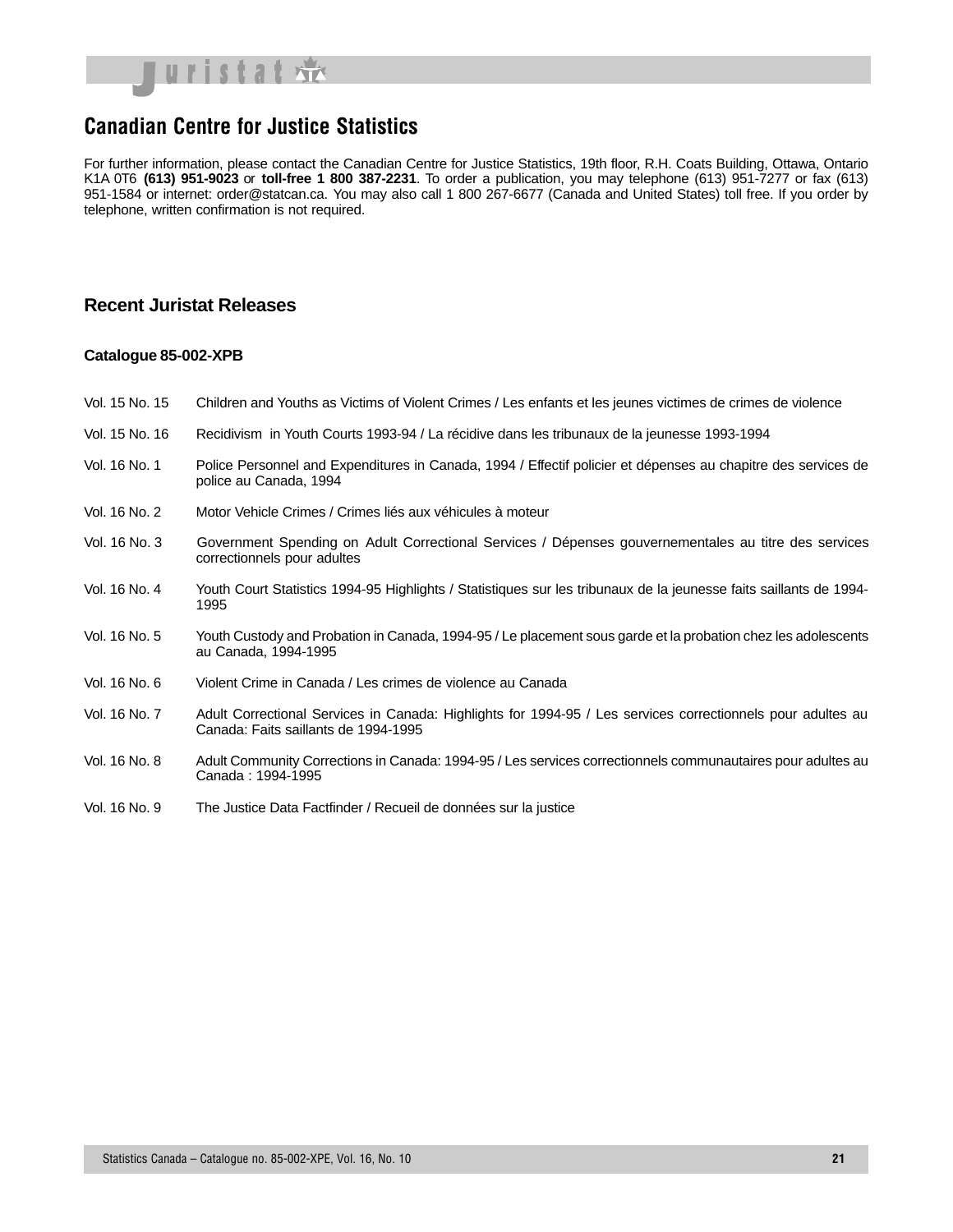## Canadian Centre for Justice Statistics

For further information, please contact the Canadian Centre for Justice Statistics, 19th floor, R.H. Coats Building, Ottawa, Ontario K1A 0T6 **(613) 951-9023** or **toll-free 1 800 387-2231**. To order a publication, you may telephone (613) 951-7277 or fax (613) 951-1584 or internet: order@statcan.ca. You may also call 1 800 267-6677 (Canada and United States) toll free. If you order by telephone, written confirmation is not required.

### Recent Juristat Releases

**Catalogue 85-002-XPB**

| | |
|---|---|
| Vol. 15 No. 15 | Children and Youths as Victims of Violent Crimes / Les enfants et les jeunes victimes de crimes de violence |
| Vol. 15 No. 16 | Recidivism in Youth Courts 1993-94 / La récidive dans les tribunaux de la jeunesse 1993-1994 |
| Vol. 16 No. 1 | Police Personnel and Expenditures in Canada, 1994 / Effectif policier et dépenses au chapitre des services de police au Canada, 1994 |
| Vol. 16 No. 2 | Motor Vehicle Crimes / Crimes liés aux véhicules à moteur |
| Vol. 16 No. 3 | Government Spending on Adult Correctional Services / Dépenses gouvernementales au titre des services correctionnels pour adultes |
| Vol. 16 No. 4 | Youth Court Statistics 1994-95 Highlights / Statistiques sur les tribunaux de la jeunesse faits saillants de 1994-1995 |
| Vol. 16 No. 5 | Youth Custody and Probation in Canada, 1994-95 / Le placement sous garde et la probation chez les adolescents au Canada, 1994-1995 |
| Vol. 16 No. 6 | Violent Crime in Canada / Les crimes de violence au Canada |
| Vol. 16 No. 7 | Adult Correctional Services in Canada: Highlights for 1994-95 / Les services correctionnels pour adultes au Canada: Faits saillants de 1994-1995 |
| Vol. 16 No. 8 | Adult Community Corrections in Canada: 1994-95 / Les services correctionnels communautaires pour adultes au Canada : 1994-1995 |
| Vol. 16 No. 9 | The Justice Data Factfinder / Recueil de données sur la justice |